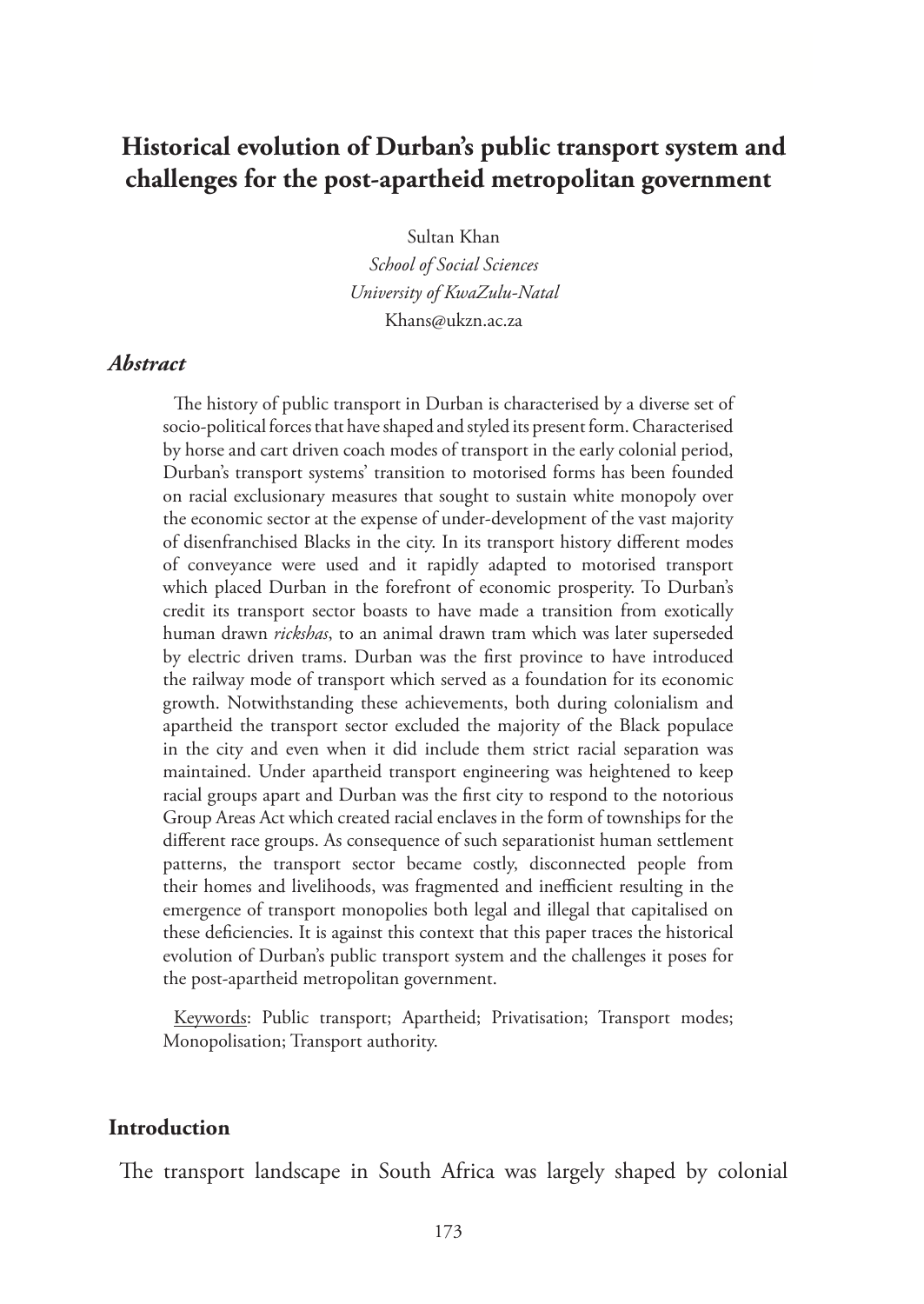# Historical evolution of Durban's public transport system and challenges for the post-apartheid metropolitan government

Sultan Khan
*School of Social Sciences*
*University of KwaZulu-Natal*
Khans@ukzn.ac.za

## *Abstract*

The history of public transport in Durban is characterised by a diverse set of socio-political forces that have shaped and styled its present form. Characterised by horse and cart driven coach modes of transport in the early colonial period, Durban's transport systems' transition to motorised forms has been founded on racial exclusionary measures that sought to sustain white monopoly over the economic sector at the expense of under-development of the vast majority of disenfranchised Blacks in the city. In its transport history different modes of conveyance were used and it rapidly adapted to motorised transport which placed Durban in the forefront of economic prosperity. To Durban's credit its transport sector boasts to have made a transition from exotically human drawn *rickshas*, to an animal drawn tram which was later superseded by electric driven trams. Durban was the first province to have introduced the railway mode of transport which served as a foundation for its economic growth. Notwithstanding these achievements, both during colonialism and apartheid the transport sector excluded the majority of the Black populace in the city and even when it did include them strict racial separation was maintained. Under apartheid transport engineering was heightened to keep racial groups apart and Durban was the first city to respond to the notorious Group Areas Act which created racial enclaves in the form of townships for the different race groups. As consequence of such separationist human settlement patterns, the transport sector became costly, disconnected people from their homes and livelihoods, was fragmented and inefficient resulting in the emergence of transport monopolies both legal and illegal that capitalised on these deficiencies. It is against this context that this paper traces the historical evolution of Durban's public transport system and the challenges it poses for the post-apartheid metropolitan government.

Keywords: Public transport; Apartheid; Privatisation; Transport modes; Monopolisation; Transport authority.

## Introduction

The transport landscape in South Africa was largely shaped by colonial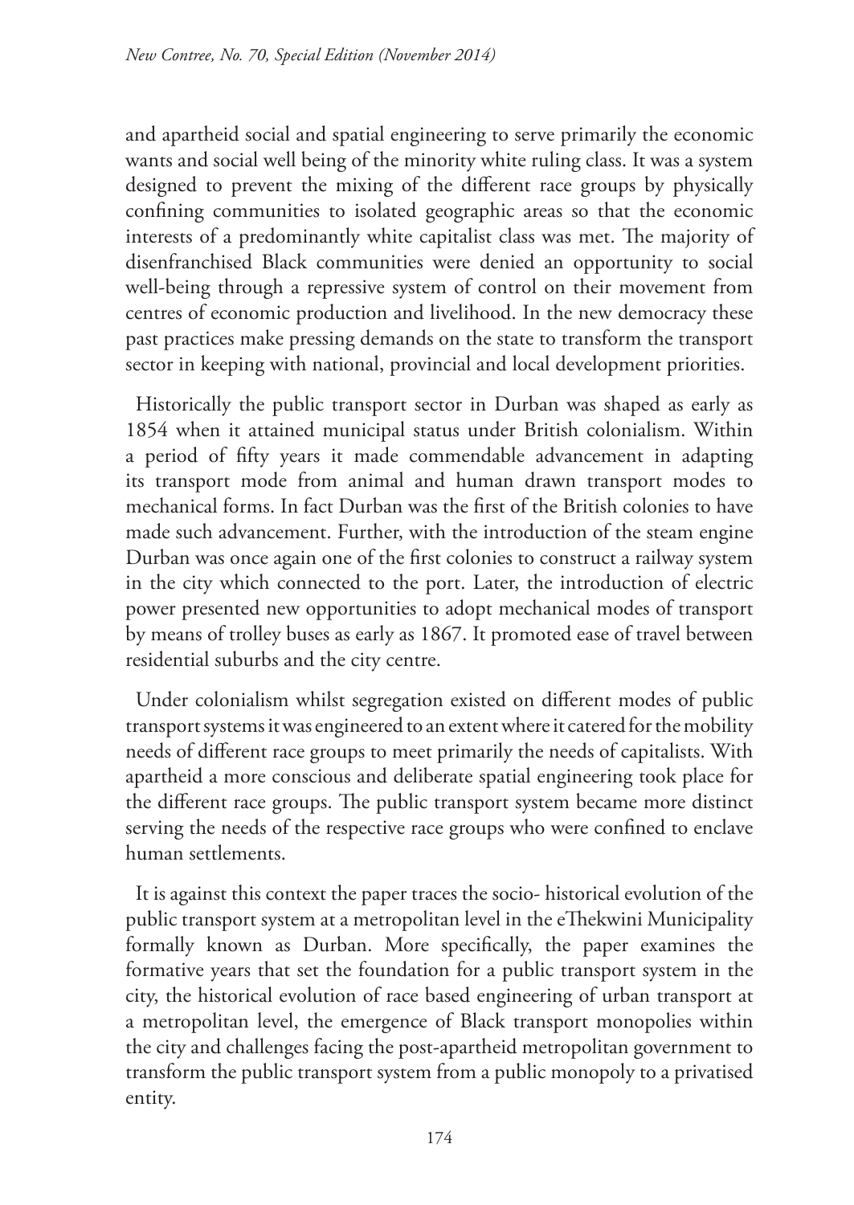and apartheid social and spatial engineering to serve primarily the economic wants and social well being of the minority white ruling class. It was a system designed to prevent the mixing of the different race groups by physically confining communities to isolated geographic areas so that the economic interests of a predominantly white capitalist class was met. The majority of disenfranchised Black communities were denied an opportunity to social well-being through a repressive system of control on their movement from centres of economic production and livelihood. In the new democracy these past practices make pressing demands on the state to transform the transport sector in keeping with national, provincial and local development priorities.

Historically the public transport sector in Durban was shaped as early as 1854 when it attained municipal status under British colonialism. Within a period of fifty years it made commendable advancement in adapting its transport mode from animal and human drawn transport modes to mechanical forms. In fact Durban was the first of the British colonies to have made such advancement. Further, with the introduction of the steam engine Durban was once again one of the first colonies to construct a railway system in the city which connected to the port. Later, the introduction of electric power presented new opportunities to adopt mechanical modes of transport by means of trolley buses as early as 1867. It promoted ease of travel between residential suburbs and the city centre.

Under colonialism whilst segregation existed on different modes of public transport systems it was engineered to an extent where it catered for the mobility needs of different race groups to meet primarily the needs of capitalists. With apartheid a more conscious and deliberate spatial engineering took place for the different race groups. The public transport system became more distinct serving the needs of the respective race groups who were confined to enclave human settlements.

It is against this context the paper traces the socio- historical evolution of the public transport system at a metropolitan level in the eThekwini Municipality formally known as Durban. More specifically, the paper examines the formative years that set the foundation for a public transport system in the city, the historical evolution of race based engineering of urban transport at a metropolitan level, the emergence of Black transport monopolies within the city and challenges facing the post-apartheid metropolitan government to transform the public transport system from a public monopoly to a privatised entity.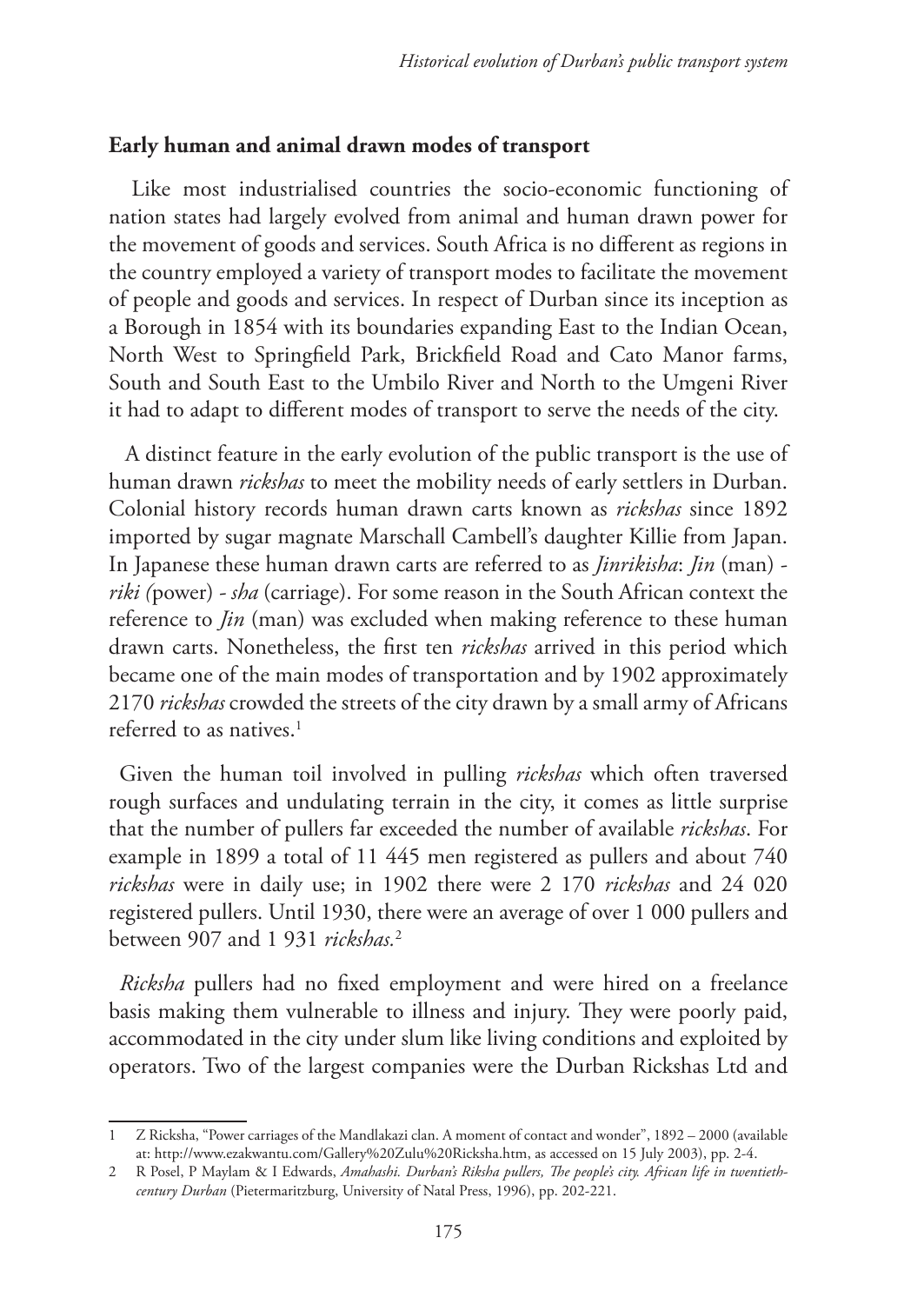**Early human and animal drawn modes of transport**

Like most industrialised countries the socio-economic functioning of nation states had largely evolved from animal and human drawn power for the movement of goods and services. South Africa is no different as regions in the country employed a variety of transport modes to facilitate the movement of people and goods and services. In respect of Durban since its inception as a Borough in 1854 with its boundaries expanding East to the Indian Ocean, North West to Springfield Park, Brickfield Road and Cato Manor farms, South and South East to the Umbilo River and North to the Umgeni River it had to adapt to different modes of transport to serve the needs of the city.

A distinct feature in the early evolution of the public transport is the use of human drawn *rickshas* to meet the mobility needs of early settlers in Durban. Colonial history records human drawn carts known as *rickshas* since 1892 imported by sugar magnate Marschall Cambell's daughter Killie from Japan. In Japanese these human drawn carts are referred to as *Jinrikisha*: *Jin* (man) - *riki (*power) - *sha* (carriage). For some reason in the South African context the reference to *Jin* (man) was excluded when making reference to these human drawn carts. Nonetheless, the first ten *rickshas* arrived in this period which became one of the main modes of transportation and by 1902 approximately 2170 *rickshas* crowded the streets of the city drawn by a small army of Africans referred to as natives.[1]

Given the human toil involved in pulling *rickshas* which often traversed rough surfaces and undulating terrain in the city, it comes as little surprise that the number of pullers far exceeded the number of available *rickshas*. For example in 1899 a total of 11 445 men registered as pullers and about 740 *rickshas* were in daily use; in 1902 there were 2 170 *rickshas* and 24 020 registered pullers. Until 1930, there were an average of over 1 000 pullers and between 907 and 1 931 *rickshas.*[2]

*Ricksha* pullers had no fixed employment and were hired on a freelance basis making them vulnerable to illness and injury. They were poorly paid, accommodated in the city under slum like living conditions and exploited by operators. Two of the largest companies were the Durban Rickshas Ltd and

---

1 Z Ricksha, "Power carriages of the Mandlakazi clan. A moment of contact and wonder", 1892 – 2000 (available at: http://www.ezakwantu.com/Gallery%20Zulu%20Ricksha.htm, as accessed on 15 July 2003), pp. 2-4.

2 R Posel, P Maylam & I Edwards, *Amahashi. Durban's Riksha pullers, The people's city. African life in twentieth-century Durban* (Pietermaritzburg, University of Natal Press, 1996), pp. 202-221.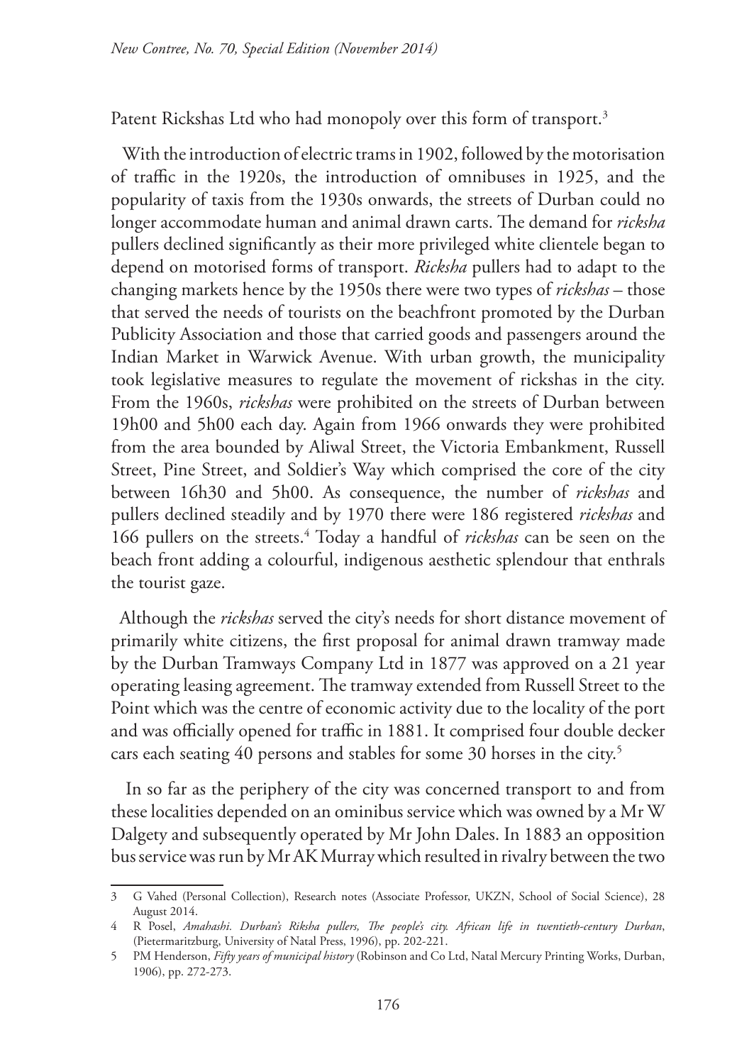Patent Rickshas Ltd who had monopoly over this form of transport.[3]

With the introduction of electric trams in 1902, followed by the motorisation of traffic in the 1920s, the introduction of omnibuses in 1925, and the popularity of taxis from the 1930s onwards, the streets of Durban could no longer accommodate human and animal drawn carts. The demand for *ricksha* pullers declined significantly as their more privileged white clientele began to depend on motorised forms of transport. *Ricksha* pullers had to adapt to the changing markets hence by the 1950s there were two types of *rickshas* – those that served the needs of tourists on the beachfront promoted by the Durban Publicity Association and those that carried goods and passengers around the Indian Market in Warwick Avenue. With urban growth, the municipality took legislative measures to regulate the movement of rickshas in the city. From the 1960s, *rickshas* were prohibited on the streets of Durban between 19h00 and 5h00 each day. Again from 1966 onwards they were prohibited from the area bounded by Aliwal Street, the Victoria Embankment, Russell Street, Pine Street, and Soldier's Way which comprised the core of the city between 16h30 and 5h00. As consequence, the number of *rickshas* and pullers declined steadily and by 1970 there were 186 registered *rickshas* and 166 pullers on the streets.[4] Today a handful of *rickshas* can be seen on the beach front adding a colourful, indigenous aesthetic splendour that enthrals the tourist gaze.

Although the *rickshas* served the city's needs for short distance movement of primarily white citizens, the first proposal for animal drawn tramway made by the Durban Tramways Company Ltd in 1877 was approved on a 21 year operating leasing agreement. The tramway extended from Russell Street to the Point which was the centre of economic activity due to the locality of the port and was officially opened for traffic in 1881. It comprised four double decker cars each seating 40 persons and stables for some 30 horses in the city.[5]

In so far as the periphery of the city was concerned transport to and from these localities depended on an ominibus service which was owned by a Mr W Dalgety and subsequently operated by Mr John Dales. In 1883 an opposition bus service was run by Mr AK Murray which resulted in rivalry between the two

---

3 G Vahed (Personal Collection), Research notes (Associate Professor, UKZN, School of Social Science), 28 August 2014.

4 R Posel, *Amahashi. Durban's Riksha pullers, The people's city. African life in twentieth-century Durban*, (Pietermaritzburg, University of Natal Press, 1996), pp. 202-221.

5 PM Henderson, *Fifty years of municipal history* (Robinson and Co Ltd, Natal Mercury Printing Works, Durban, 1906), pp. 272-273.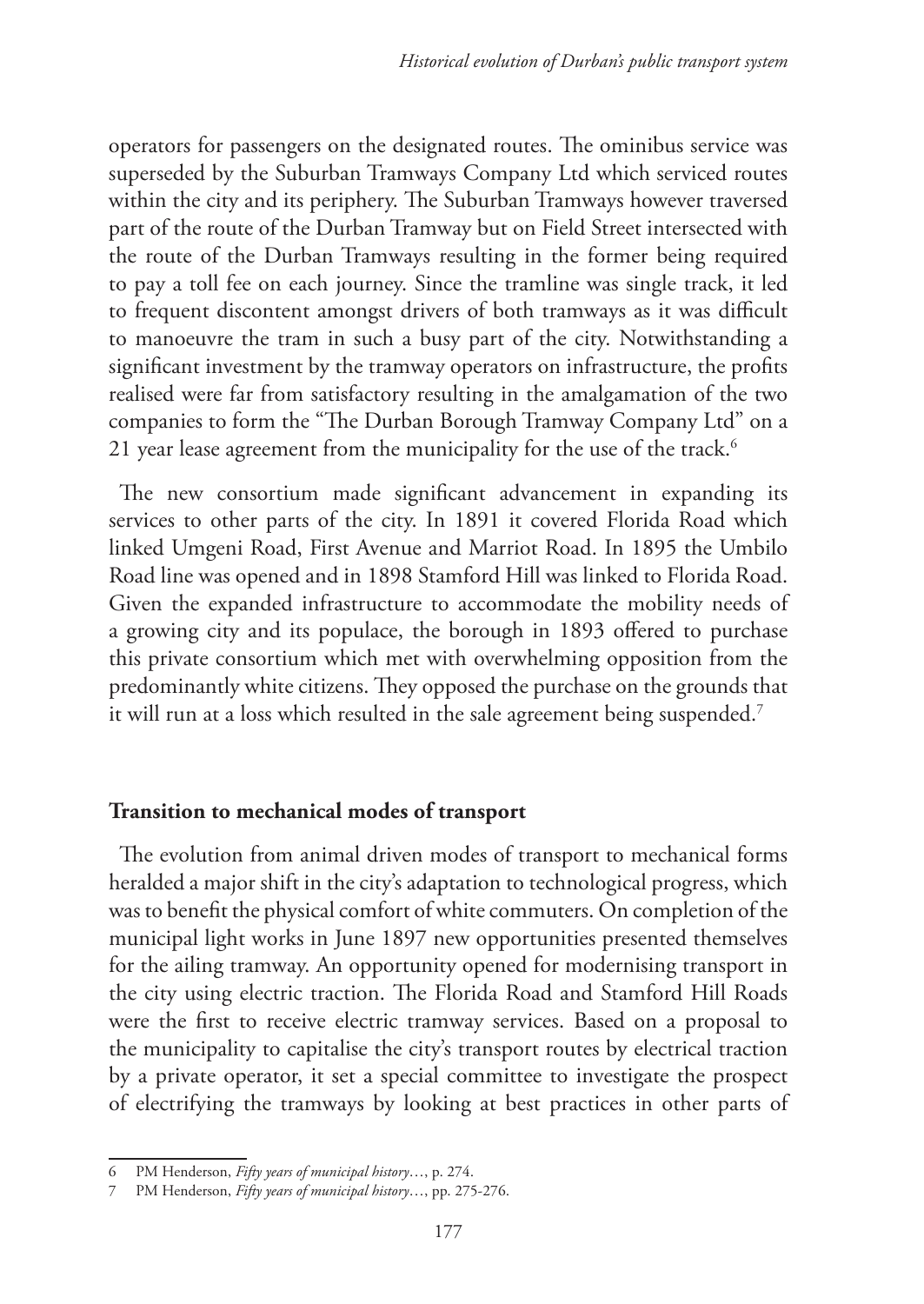operators for passengers on the designated routes. The ominibus service was superseded by the Suburban Tramways Company Ltd which serviced routes within the city and its periphery. The Suburban Tramways however traversed part of the route of the Durban Tramway but on Field Street intersected with the route of the Durban Tramways resulting in the former being required to pay a toll fee on each journey. Since the tramline was single track, it led to frequent discontent amongst drivers of both tramways as it was difficult to manoeuvre the tram in such a busy part of the city. Notwithstanding a significant investment by the tramway operators on infrastructure, the profits realised were far from satisfactory resulting in the amalgamation of the two companies to form the "The Durban Borough Tramway Company Ltd" on a 21 year lease agreement from the municipality for the use of the track.[6]

The new consortium made significant advancement in expanding its services to other parts of the city. In 1891 it covered Florida Road which linked Umgeni Road, First Avenue and Marriot Road. In 1895 the Umbilo Road line was opened and in 1898 Stamford Hill was linked to Florida Road. Given the expanded infrastructure to accommodate the mobility needs of a growing city and its populace, the borough in 1893 offered to purchase this private consortium which met with overwhelming opposition from the predominantly white citizens. They opposed the purchase on the grounds that it will run at a loss which resulted in the sale agreement being suspended.[7]

## Transition to mechanical modes of transport

The evolution from animal driven modes of transport to mechanical forms heralded a major shift in the city's adaptation to technological progress, which was to benefit the physical comfort of white commuters. On completion of the municipal light works in June 1897 new opportunities presented themselves for the ailing tramway. An opportunity opened for modernising transport in the city using electric traction. The Florida Road and Stamford Hill Roads were the first to receive electric tramway services. Based on a proposal to the municipality to capitalise the city's transport routes by electrical traction by a private operator, it set a special committee to investigate the prospect of electrifying the tramways by looking at best practices in other parts of

6 PM Henderson, *Fifty years of municipal history*…, p. 274.

7 PM Henderson, *Fifty years of municipal history*…, pp. 275-276.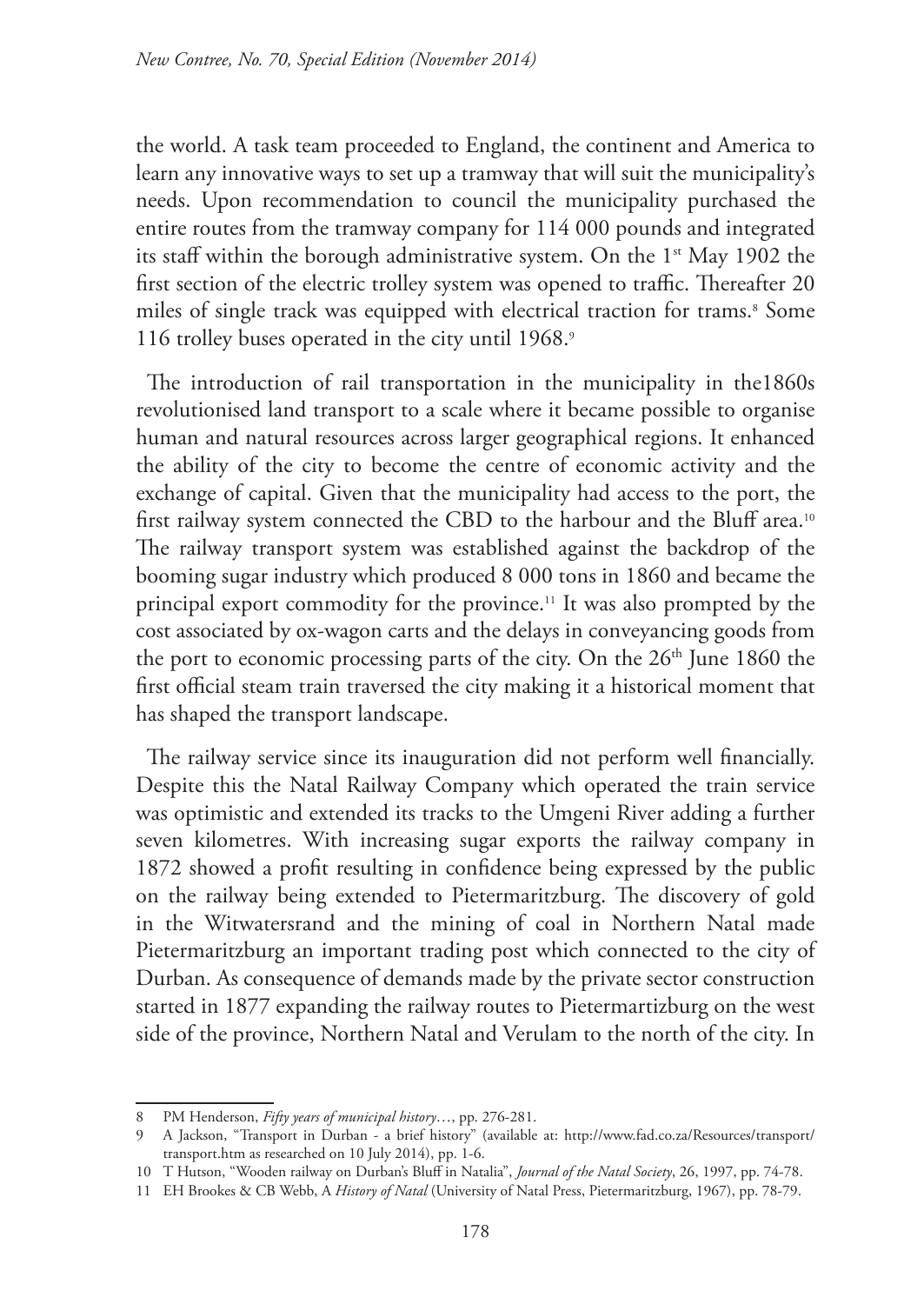the world. A task team proceeded to England, the continent and America to learn any innovative ways to set up a tramway that will suit the municipality's needs. Upon recommendation to council the municipality purchased the entire routes from the tramway company for 114 000 pounds and integrated its staff within the borough administrative system. On the 1st May 1902 the first section of the electric trolley system was opened to traffic. Thereafter 20 miles of single track was equipped with electrical traction for trams.[8] Some 116 trolley buses operated in the city until 1968.[9]

The introduction of rail transportation in the municipality in the1860s revolutionised land transport to a scale where it became possible to organise human and natural resources across larger geographical regions. It enhanced the ability of the city to become the centre of economic activity and the exchange of capital. Given that the municipality had access to the port, the first railway system connected the CBD to the harbour and the Bluff area.[10] The railway transport system was established against the backdrop of the booming sugar industry which produced 8 000 tons in 1860 and became the principal export commodity for the province.[11] It was also prompted by the cost associated by ox-wagon carts and the delays in conveyancing goods from the port to economic processing parts of the city. On the 26th June 1860 the first official steam train traversed the city making it a historical moment that has shaped the transport landscape.

The railway service since its inauguration did not perform well financially. Despite this the Natal Railway Company which operated the train service was optimistic and extended its tracks to the Umgeni River adding a further seven kilometres. With increasing sugar exports the railway company in 1872 showed a profit resulting in confidence being expressed by the public on the railway being extended to Pietermaritzburg. The discovery of gold in the Witwatersrand and the mining of coal in Northern Natal made Pietermaritzburg an important trading post which connected to the city of Durban. As consequence of demands made by the private sector construction started in 1877 expanding the railway routes to Pietermartizburg on the west side of the province, Northern Natal and Verulam to the north of the city. In

---

8 PM Henderson, *Fifty years of municipal history*…, pp. 276-281.

9 A Jackson, "Transport in Durban - a brief history" (available at: http://www.fad.co.za/Resources/transport/transport.htm as researched on 10 July 2014), pp. 1-6.

10 T Hutson, "Wooden railway on Durban's Bluff in Natalia", *Journal of the Natal Society*, 26, 1997, pp. 74-78.

11 EH Brookes & CB Webb, A *History of Natal* (University of Natal Press, Pietermaritzburg, 1967), pp. 78-79.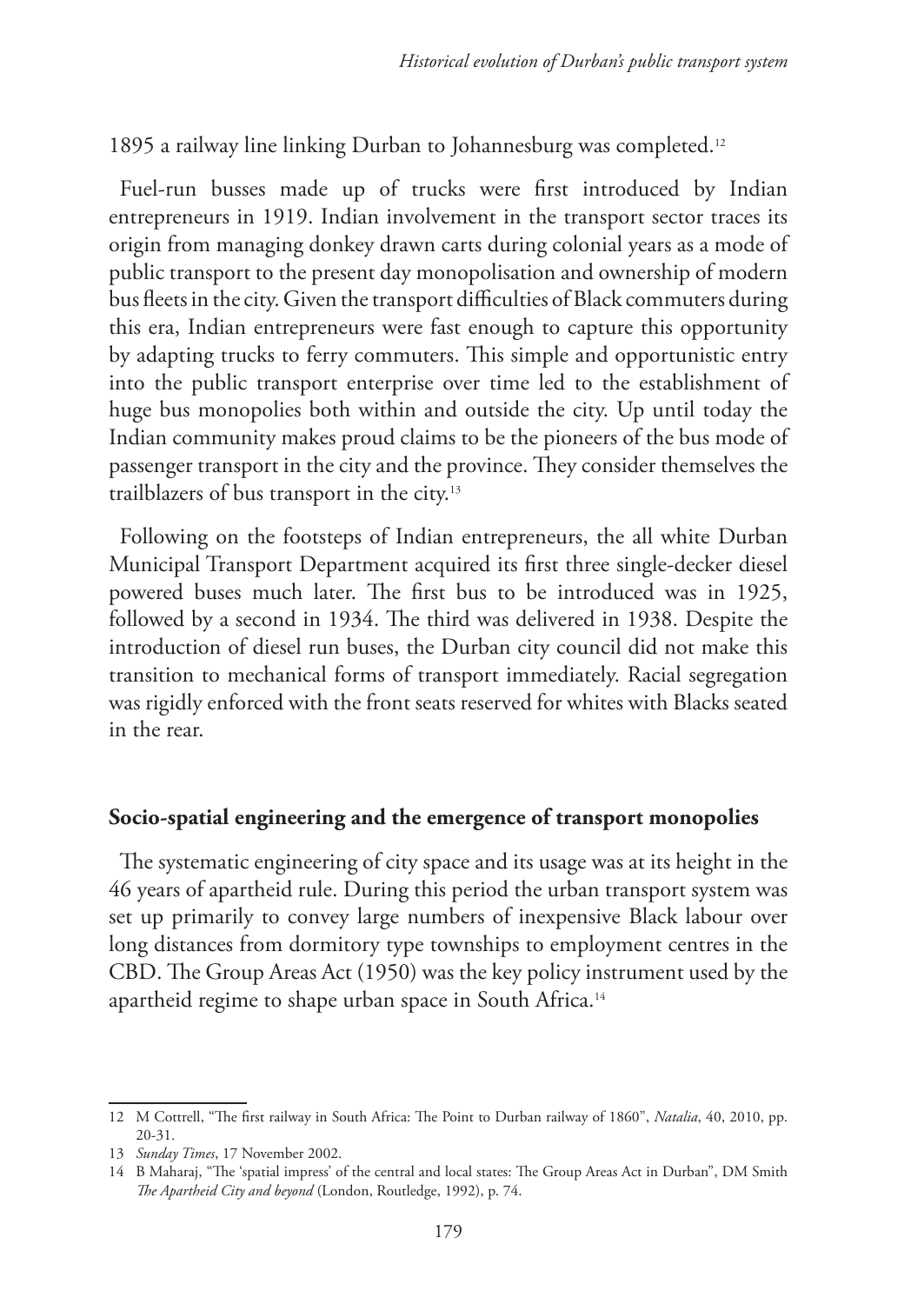1895 a railway line linking Durban to Johannesburg was completed.[12]

Fuel-run busses made up of trucks were first introduced by Indian entrepreneurs in 1919. Indian involvement in the transport sector traces its origin from managing donkey drawn carts during colonial years as a mode of public transport to the present day monopolisation and ownership of modern bus fleets in the city. Given the transport difficulties of Black commuters during this era, Indian entrepreneurs were fast enough to capture this opportunity by adapting trucks to ferry commuters. This simple and opportunistic entry into the public transport enterprise over time led to the establishment of huge bus monopolies both within and outside the city. Up until today the Indian community makes proud claims to be the pioneers of the bus mode of passenger transport in the city and the province. They consider themselves the trailblazers of bus transport in the city.[13]

Following on the footsteps of Indian entrepreneurs, the all white Durban Municipal Transport Department acquired its first three single-decker diesel powered buses much later. The first bus to be introduced was in 1925, followed by a second in 1934. The third was delivered in 1938. Despite the introduction of diesel run buses, the Durban city council did not make this transition to mechanical forms of transport immediately. Racial segregation was rigidly enforced with the front seats reserved for whites with Blacks seated in the rear.

## Socio-spatial engineering and the emergence of transport monopolies

The systematic engineering of city space and its usage was at its height in the 46 years of apartheid rule. During this period the urban transport system was set up primarily to convey large numbers of inexpensive Black labour over long distances from dormitory type townships to employment centres in the CBD. The Group Areas Act (1950) was the key policy instrument used by the apartheid regime to shape urban space in South Africa.[14]

---

12 M Cottrell, "The first railway in South Africa: The Point to Durban railway of 1860", *Natalia*, 40, 2010, pp. 20-31.

13 *Sunday Times*, 17 November 2002.

14 B Maharaj, "The 'spatial impress' of the central and local states: The Group Areas Act in Durban", DM Smith *The Apartheid City and beyond* (London, Routledge, 1992), p. 74.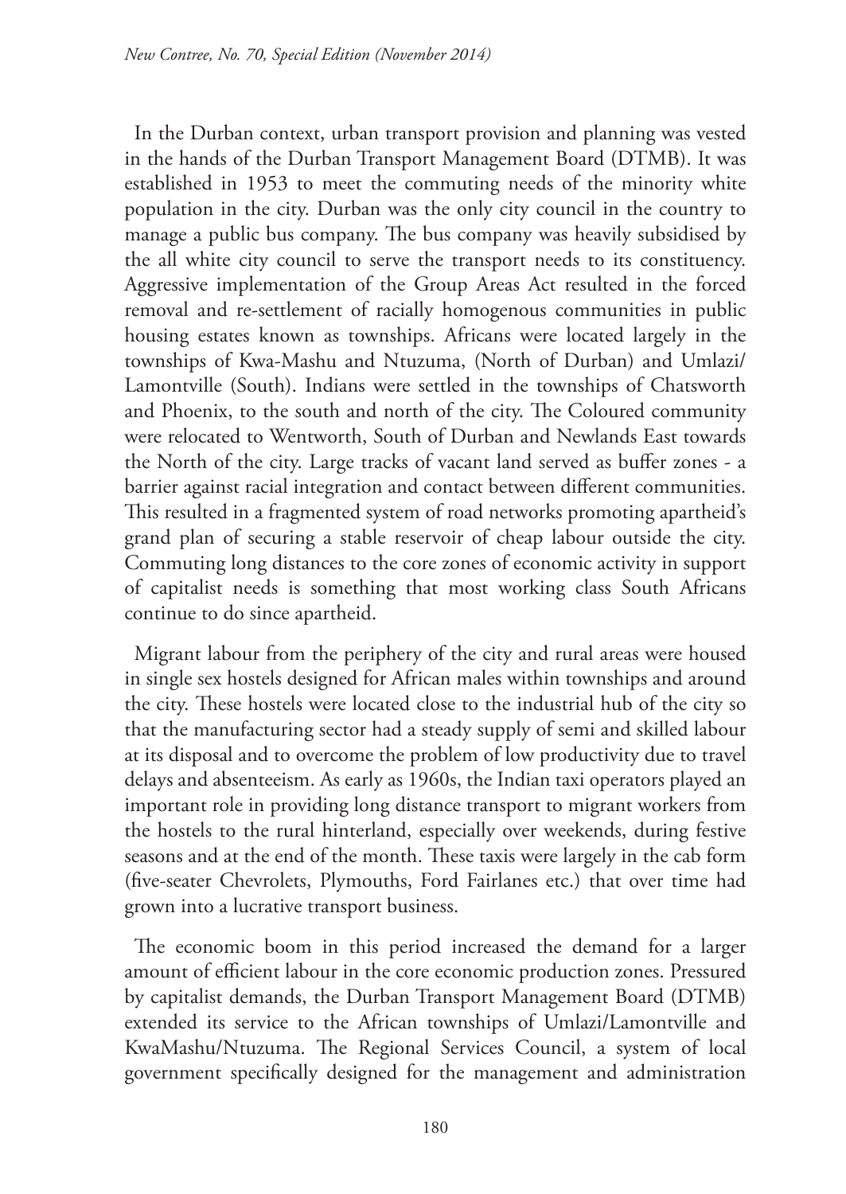In the Durban context, urban transport provision and planning was vested in the hands of the Durban Transport Management Board (DTMB). It was established in 1953 to meet the commuting needs of the minority white population in the city. Durban was the only city council in the country to manage a public bus company. The bus company was heavily subsidised by the all white city council to serve the transport needs to its constituency. Aggressive implementation of the Group Areas Act resulted in the forced removal and re-settlement of racially homogenous communities in public housing estates known as townships. Africans were located largely in the townships of Kwa-Mashu and Ntuzuma, (North of Durban) and Umlazi/ Lamontville (South). Indians were settled in the townships of Chatsworth and Phoenix, to the south and north of the city. The Coloured community were relocated to Wentworth, South of Durban and Newlands East towards the North of the city. Large tracks of vacant land served as buffer zones - a barrier against racial integration and contact between different communities. This resulted in a fragmented system of road networks promoting apartheid's grand plan of securing a stable reservoir of cheap labour outside the city. Commuting long distances to the core zones of economic activity in support of capitalist needs is something that most working class South Africans continue to do since apartheid.

Migrant labour from the periphery of the city and rural areas were housed in single sex hostels designed for African males within townships and around the city. These hostels were located close to the industrial hub of the city so that the manufacturing sector had a steady supply of semi and skilled labour at its disposal and to overcome the problem of low productivity due to travel delays and absenteeism. As early as 1960s, the Indian taxi operators played an important role in providing long distance transport to migrant workers from the hostels to the rural hinterland, especially over weekends, during festive seasons and at the end of the month. These taxis were largely in the cab form (five-seater Chevrolets, Plymouths, Ford Fairlanes etc.) that over time had grown into a lucrative transport business.

The economic boom in this period increased the demand for a larger amount of efficient labour in the core economic production zones. Pressured by capitalist demands, the Durban Transport Management Board (DTMB) extended its service to the African townships of Umlazi/Lamontville and KwaMashu/Ntuzuma. The Regional Services Council, a system of local government specifically designed for the management and administration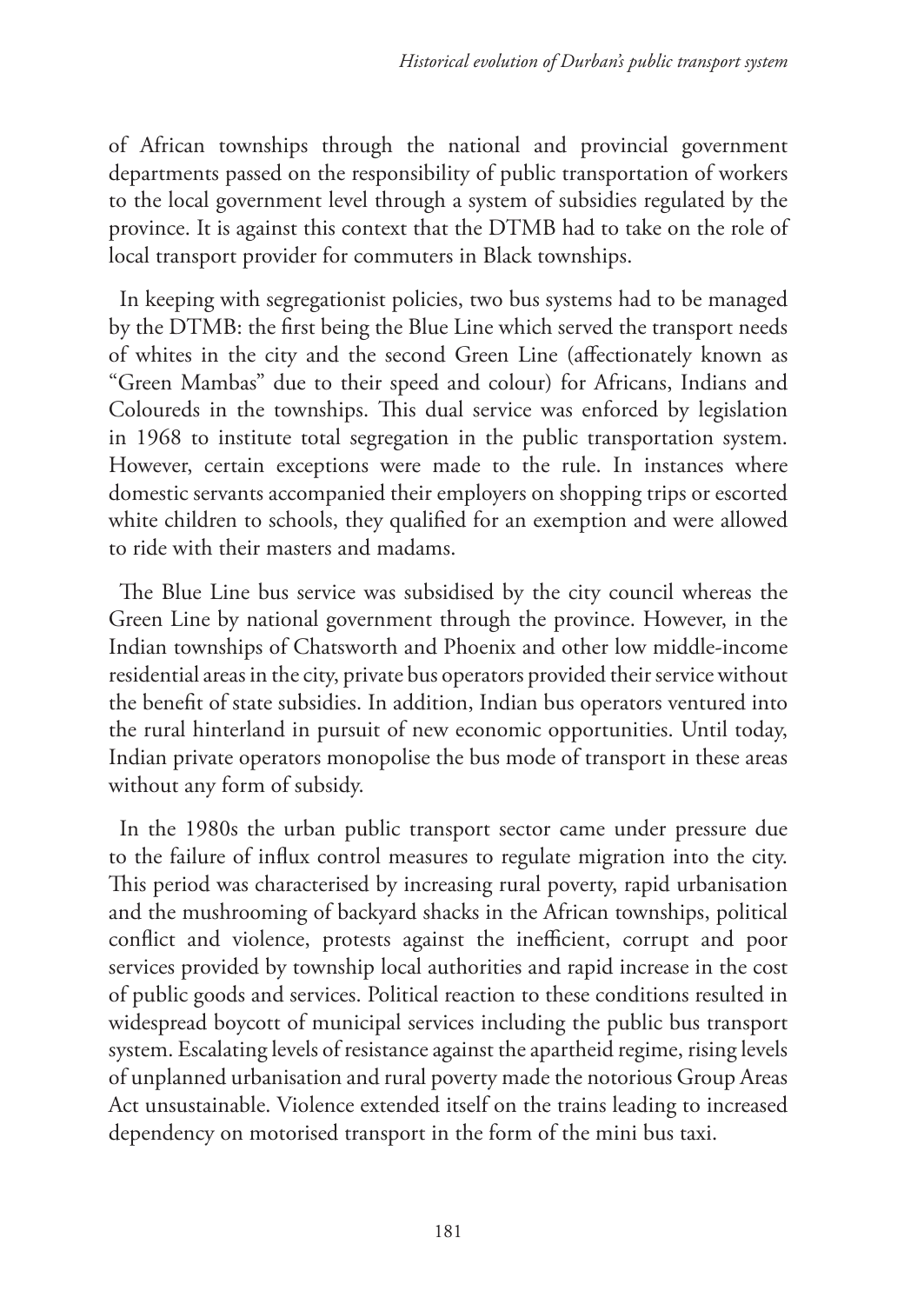of African townships through the national and provincial government departments passed on the responsibility of public transportation of workers to the local government level through a system of subsidies regulated by the province. It is against this context that the DTMB had to take on the role of local transport provider for commuters in Black townships.

In keeping with segregationist policies, two bus systems had to be managed by the DTMB: the first being the Blue Line which served the transport needs of whites in the city and the second Green Line (affectionately known as "Green Mambas" due to their speed and colour) for Africans, Indians and Coloureds in the townships. This dual service was enforced by legislation in 1968 to institute total segregation in the public transportation system. However, certain exceptions were made to the rule. In instances where domestic servants accompanied their employers on shopping trips or escorted white children to schools, they qualified for an exemption and were allowed to ride with their masters and madams.

The Blue Line bus service was subsidised by the city council whereas the Green Line by national government through the province. However, in the Indian townships of Chatsworth and Phoenix and other low middle-income residential areas in the city, private bus operators provided their service without the benefit of state subsidies. In addition, Indian bus operators ventured into the rural hinterland in pursuit of new economic opportunities. Until today, Indian private operators monopolise the bus mode of transport in these areas without any form of subsidy.

In the 1980s the urban public transport sector came under pressure due to the failure of influx control measures to regulate migration into the city. This period was characterised by increasing rural poverty, rapid urbanisation and the mushrooming of backyard shacks in the African townships, political conflict and violence, protests against the inefficient, corrupt and poor services provided by township local authorities and rapid increase in the cost of public goods and services. Political reaction to these conditions resulted in widespread boycott of municipal services including the public bus transport system. Escalating levels of resistance against the apartheid regime, rising levels of unplanned urbanisation and rural poverty made the notorious Group Areas Act unsustainable. Violence extended itself on the trains leading to increased dependency on motorised transport in the form of the mini bus taxi.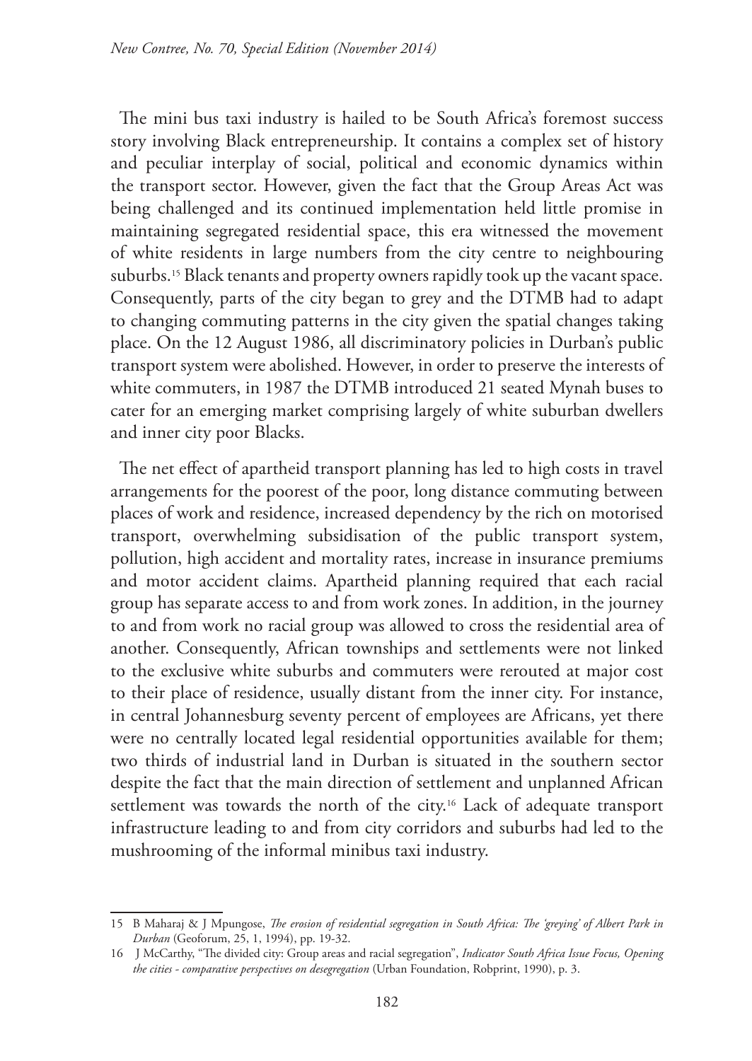The mini bus taxi industry is hailed to be South Africa's foremost success story involving Black entrepreneurship. It contains a complex set of history and peculiar interplay of social, political and economic dynamics within the transport sector. However, given the fact that the Group Areas Act was being challenged and its continued implementation held little promise in maintaining segregated residential space, this era witnessed the movement of white residents in large numbers from the city centre to neighbouring suburbs.[15] Black tenants and property owners rapidly took up the vacant space. Consequently, parts of the city began to grey and the DTMB had to adapt to changing commuting patterns in the city given the spatial changes taking place. On the 12 August 1986, all discriminatory policies in Durban's public transport system were abolished. However, in order to preserve the interests of white commuters, in 1987 the DTMB introduced 21 seated Mynah buses to cater for an emerging market comprising largely of white suburban dwellers and inner city poor Blacks.

The net effect of apartheid transport planning has led to high costs in travel arrangements for the poorest of the poor, long distance commuting between places of work and residence, increased dependency by the rich on motorised transport, overwhelming subsidisation of the public transport system, pollution, high accident and mortality rates, increase in insurance premiums and motor accident claims. Apartheid planning required that each racial group has separate access to and from work zones. In addition, in the journey to and from work no racial group was allowed to cross the residential area of another. Consequently, African townships and settlements were not linked to the exclusive white suburbs and commuters were rerouted at major cost to their place of residence, usually distant from the inner city. For instance, in central Johannesburg seventy percent of employees are Africans, yet there were no centrally located legal residential opportunities available for them; two thirds of industrial land in Durban is situated in the southern sector despite the fact that the main direction of settlement and unplanned African settlement was towards the north of the city.[16] Lack of adequate transport infrastructure leading to and from city corridors and suburbs had led to the mushrooming of the informal minibus taxi industry.

---

15 B Maharaj & J Mpungose, *The erosion of residential segregation in South Africa: The 'greying' of Albert Park in Durban* (Geoforum, 25, 1, 1994), pp. 19-32.

16 J McCarthy, "The divided city: Group areas and racial segregation", *Indicator South Africa Issue Focus, Opening the cities - comparative perspectives on desegregation* (Urban Foundation, Robprint, 1990), p. 3.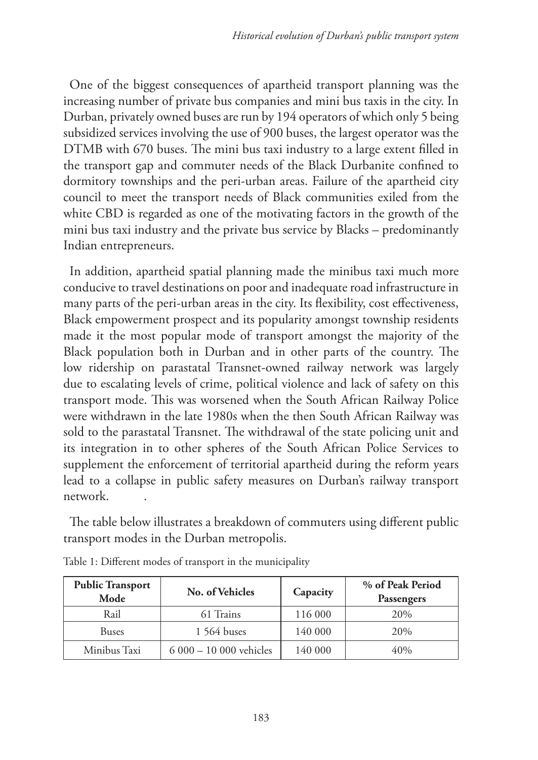One of the biggest consequences of apartheid transport planning was the increasing number of private bus companies and mini bus taxis in the city. In Durban, privately owned buses are run by 194 operators of which only 5 being subsidized services involving the use of 900 buses, the largest operator was the DTMB with 670 buses. The mini bus taxi industry to a large extent filled in the transport gap and commuter needs of the Black Durbanite confined to dormitory townships and the peri-urban areas. Failure of the apartheid city council to meet the transport needs of Black communities exiled from the white CBD is regarded as one of the motivating factors in the growth of the mini bus taxi industry and the private bus service by Blacks – predominantly Indian entrepreneurs.

In addition, apartheid spatial planning made the minibus taxi much more conducive to travel destinations on poor and inadequate road infrastructure in many parts of the peri-urban areas in the city. Its flexibility, cost effectiveness, Black empowerment prospect and its popularity amongst township residents made it the most popular mode of transport amongst the majority of the Black population both in Durban and in other parts of the country. The low ridership on parastatal Transnet-owned railway network was largely due to escalating levels of crime, political violence and lack of safety on this transport mode. This was worsened when the South African Railway Police were withdrawn in the late 1980s when the then South African Railway was sold to the parastatal Transnet. The withdrawal of the state policing unit and its integration in to other spheres of the South African Police Services to supplement the enforcement of territorial apartheid during the reform years lead to a collapse in public safety measures on Durban's railway transport network. .

The table below illustrates a breakdown of commuters using different public transport modes in the Durban metropolis.

Table 1: Different modes of transport in the municipality

| Public Transport Mode | No. of Vehicles | Capacity | % of Peak Period Passengers |
|---|---|---|---|
| Rail | 61 Trains | 116 000 | 20% |
| Buses | 1 564 buses | 140 000 | 20% |
| Minibus Taxi | 6 000 – 10 000 vehicles | 140 000 | 40% |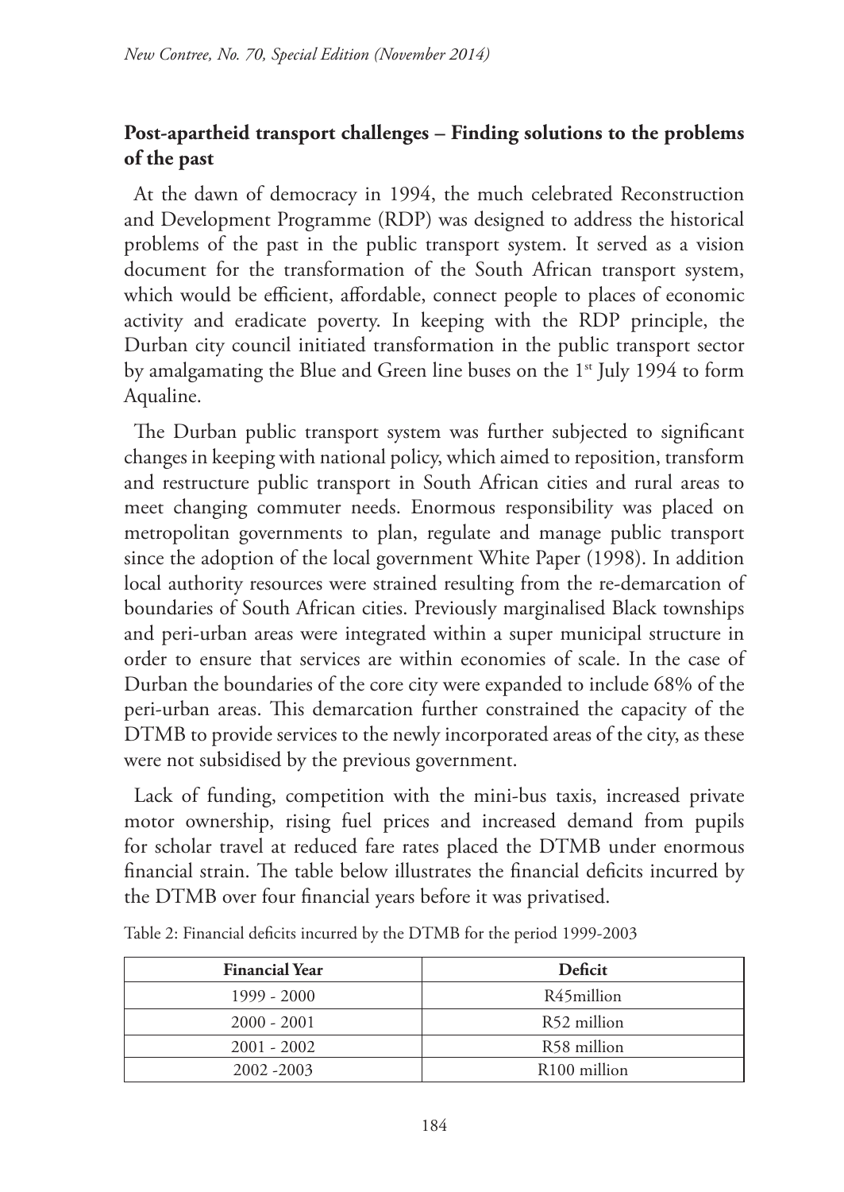## Post-apartheid transport challenges – Finding solutions to the problems of the past

At the dawn of democracy in 1994, the much celebrated Reconstruction and Development Programme (RDP) was designed to address the historical problems of the past in the public transport system. It served as a vision document for the transformation of the South African transport system, which would be efficient, affordable, connect people to places of economic activity and eradicate poverty. In keeping with the RDP principle, the Durban city council initiated transformation in the public transport sector by amalgamating the Blue and Green line buses on the 1st July 1994 to form Aqualine.

The Durban public transport system was further subjected to significant changes in keeping with national policy, which aimed to reposition, transform and restructure public transport in South African cities and rural areas to meet changing commuter needs. Enormous responsibility was placed on metropolitan governments to plan, regulate and manage public transport since the adoption of the local government White Paper (1998). In addition local authority resources were strained resulting from the re-demarcation of boundaries of South African cities. Previously marginalised Black townships and peri-urban areas were integrated within a super municipal structure in order to ensure that services are within economies of scale. In the case of Durban the boundaries of the core city were expanded to include 68% of the peri-urban areas. This demarcation further constrained the capacity of the DTMB to provide services to the newly incorporated areas of the city, as these were not subsidised by the previous government.

Lack of funding, competition with the mini-bus taxis, increased private motor ownership, rising fuel prices and increased demand from pupils for scholar travel at reduced fare rates placed the DTMB under enormous financial strain. The table below illustrates the financial deficits incurred by the DTMB over four financial years before it was privatised.

Table 2: Financial deficits incurred by the DTMB for the period 1999-2003

| Financial Year | Deficit |
|---|---|
| 1999 - 2000 | R45million |
| 2000 - 2001 | R52 million |
| 2001 - 2002 | R58 million |
| 2002 -2003 | R100 million |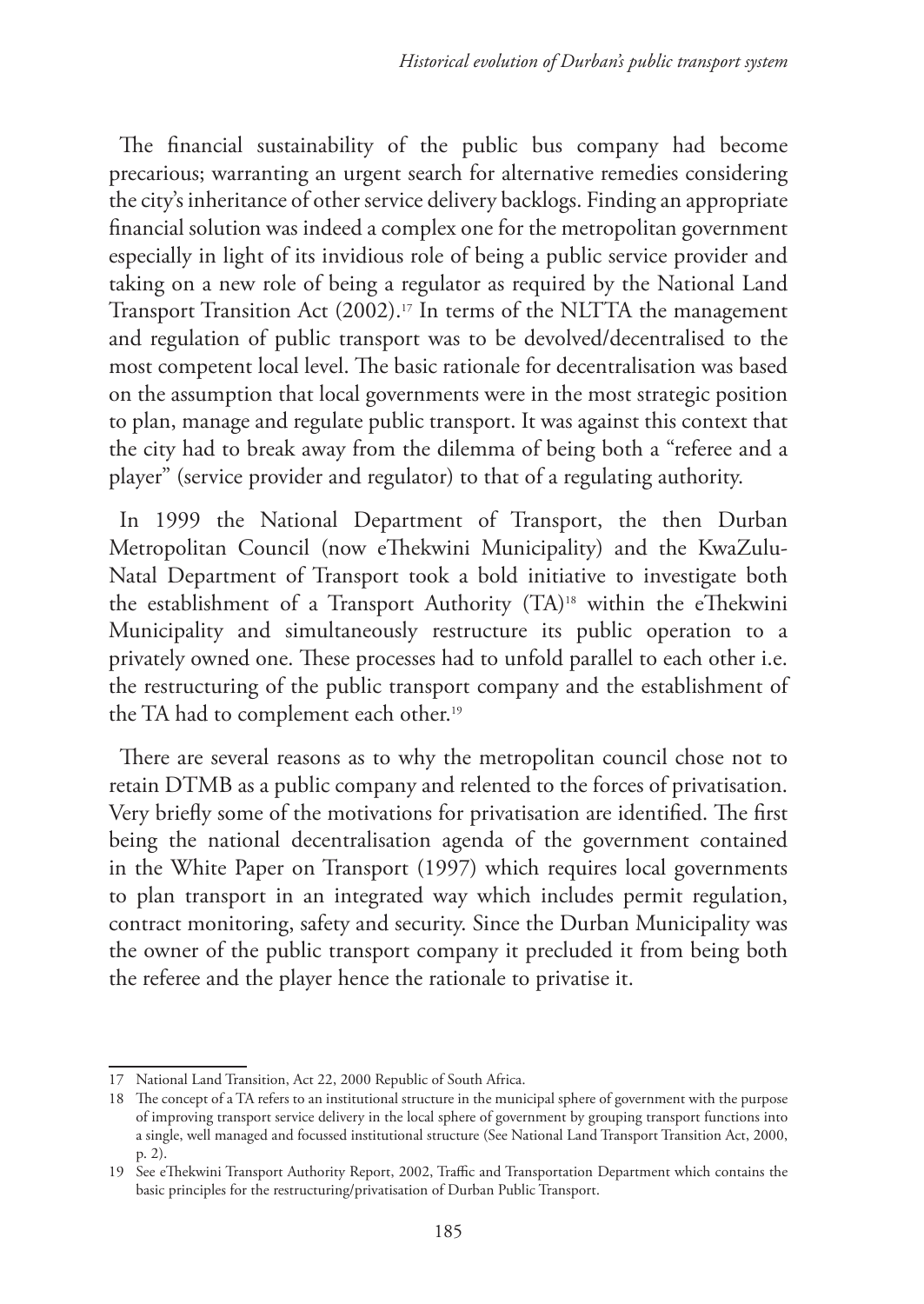The financial sustainability of the public bus company had become precarious; warranting an urgent search for alternative remedies considering the city's inheritance of other service delivery backlogs. Finding an appropriate financial solution was indeed a complex one for the metropolitan government especially in light of its invidious role of being a public service provider and taking on a new role of being a regulator as required by the National Land Transport Transition Act (2002).[17] In terms of the NLTTA the management and regulation of public transport was to be devolved/decentralised to the most competent local level. The basic rationale for decentralisation was based on the assumption that local governments were in the most strategic position to plan, manage and regulate public transport. It was against this context that the city had to break away from the dilemma of being both a "referee and a player" (service provider and regulator) to that of a regulating authority.

In 1999 the National Department of Transport, the then Durban Metropolitan Council (now eThekwini Municipality) and the KwaZulu-Natal Department of Transport took a bold initiative to investigate both the establishment of a Transport Authority (TA)[18] within the eThekwini Municipality and simultaneously restructure its public operation to a privately owned one. These processes had to unfold parallel to each other i.e. the restructuring of the public transport company and the establishment of the TA had to complement each other.[19]

There are several reasons as to why the metropolitan council chose not to retain DTMB as a public company and relented to the forces of privatisation. Very briefly some of the motivations for privatisation are identified. The first being the national decentralisation agenda of the government contained in the White Paper on Transport (1997) which requires local governments to plan transport in an integrated way which includes permit regulation, contract monitoring, safety and security. Since the Durban Municipality was the owner of the public transport company it precluded it from being both the referee and the player hence the rationale to privatise it.

---

17 National Land Transition, Act 22, 2000 Republic of South Africa.

18 The concept of a TA refers to an institutional structure in the municipal sphere of government with the purpose of improving transport service delivery in the local sphere of government by grouping transport functions into a single, well managed and focussed institutional structure (See National Land Transport Transition Act, 2000, p. 2).

19 See eThekwini Transport Authority Report, 2002, Traffic and Transportation Department which contains the basic principles for the restructuring/privatisation of Durban Public Transport.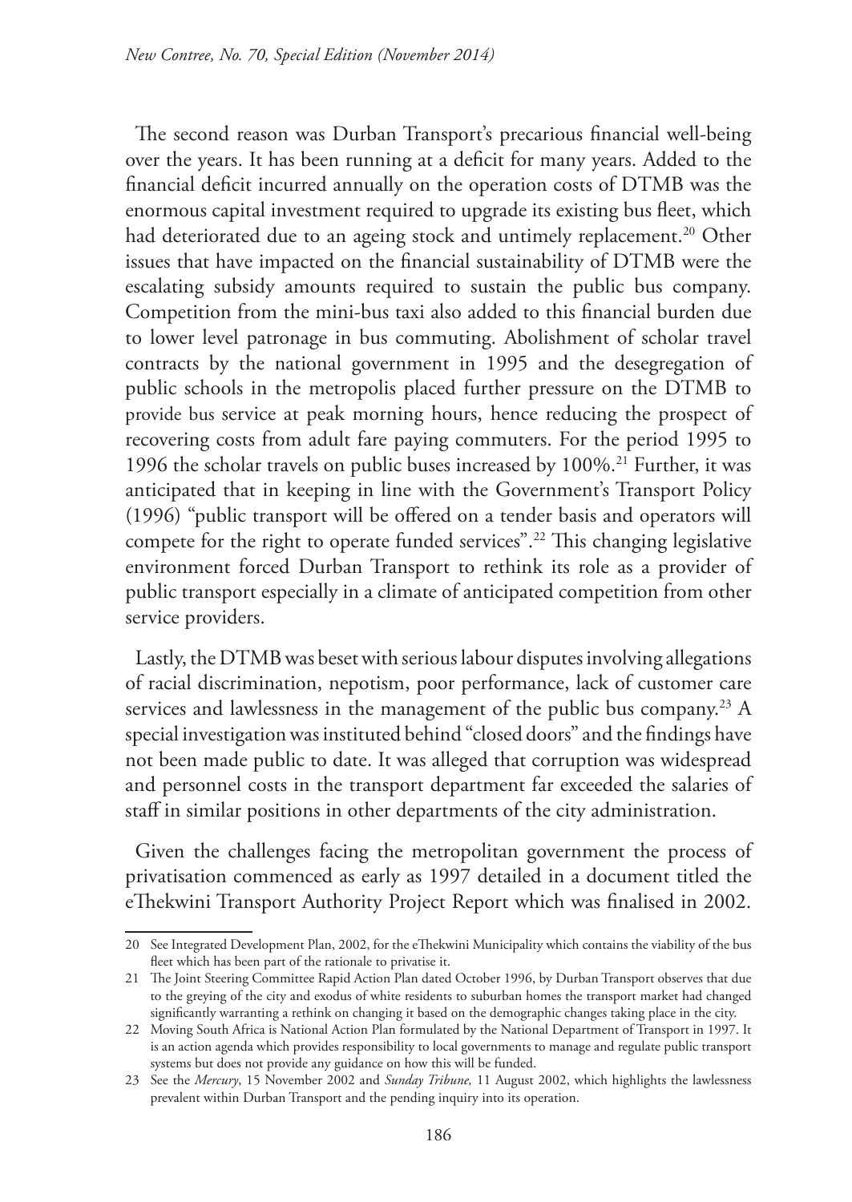The second reason was Durban Transport's precarious financial well-being over the years. It has been running at a deficit for many years. Added to the financial deficit incurred annually on the operation costs of DTMB was the enormous capital investment required to upgrade its existing bus fleet, which had deteriorated due to an ageing stock and untimely replacement.[20] Other issues that have impacted on the financial sustainability of DTMB were the escalating subsidy amounts required to sustain the public bus company. Competition from the mini-bus taxi also added to this financial burden due to lower level patronage in bus commuting. Abolishment of scholar travel contracts by the national government in 1995 and the desegregation of public schools in the metropolis placed further pressure on the DTMB to provide bus service at peak morning hours, hence reducing the prospect of recovering costs from adult fare paying commuters. For the period 1995 to 1996 the scholar travels on public buses increased by 100%.[21] Further, it was anticipated that in keeping in line with the Government's Transport Policy (1996) "public transport will be offered on a tender basis and operators will compete for the right to operate funded services".[22] This changing legislative environment forced Durban Transport to rethink its role as a provider of public transport especially in a climate of anticipated competition from other service providers.

Lastly, the DTMB was beset with serious labour disputes involving allegations of racial discrimination, nepotism, poor performance, lack of customer care services and lawlessness in the management of the public bus company.[23] A special investigation was instituted behind "closed doors" and the findings have not been made public to date. It was alleged that corruption was widespread and personnel costs in the transport department far exceeded the salaries of staff in similar positions in other departments of the city administration.

Given the challenges facing the metropolitan government the process of privatisation commenced as early as 1997 detailed in a document titled the eThekwini Transport Authority Project Report which was finalised in 2002.

---

20 See Integrated Development Plan, 2002, for the eThekwini Municipality which contains the viability of the bus fleet which has been part of the rationale to privatise it.

21 The Joint Steering Committee Rapid Action Plan dated October 1996, by Durban Transport observes that due to the greying of the city and exodus of white residents to suburban homes the transport market had changed significantly warranting a rethink on changing it based on the demographic changes taking place in the city.

22 Moving South Africa is National Action Plan formulated by the National Department of Transport in 1997. It is an action agenda which provides responsibility to local governments to manage and regulate public transport systems but does not provide any guidance on how this will be funded.

23 See the *Mercury*, 15 November 2002 and *Sunday Tribune,* 11 August 2002, which highlights the lawlessness prevalent within Durban Transport and the pending inquiry into its operation.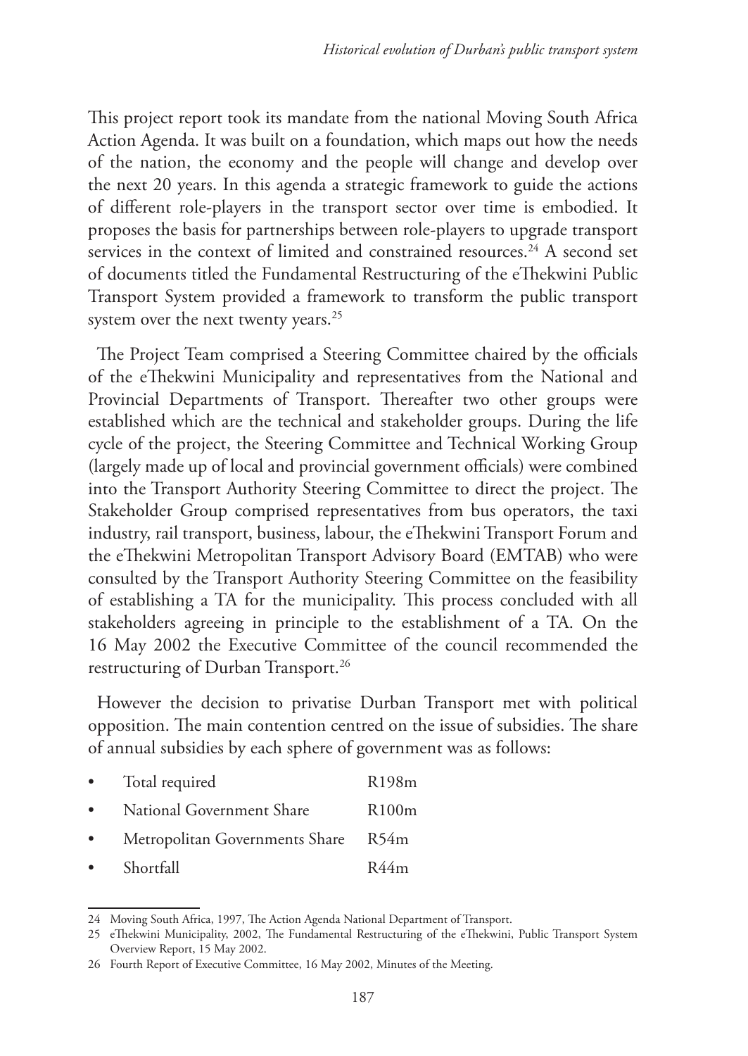This project report took its mandate from the national Moving South Africa Action Agenda. It was built on a foundation, which maps out how the needs of the nation, the economy and the people will change and develop over the next 20 years. In this agenda a strategic framework to guide the actions of different role-players in the transport sector over time is embodied. It proposes the basis for partnerships between role-players to upgrade transport services in the context of limited and constrained resources.[24] A second set of documents titled the Fundamental Restructuring of the eThekwini Public Transport System provided a framework to transform the public transport system over the next twenty years.[25]

The Project Team comprised a Steering Committee chaired by the officials of the eThekwini Municipality and representatives from the National and Provincial Departments of Transport. Thereafter two other groups were established which are the technical and stakeholder groups. During the life cycle of the project, the Steering Committee and Technical Working Group (largely made up of local and provincial government officials) were combined into the Transport Authority Steering Committee to direct the project. The Stakeholder Group comprised representatives from bus operators, the taxi industry, rail transport, business, labour, the eThekwini Transport Forum and the eThekwini Metropolitan Transport Advisory Board (EMTAB) who were consulted by the Transport Authority Steering Committee on the feasibility of establishing a TA for the municipality. This process concluded with all stakeholders agreeing in principle to the establishment of a TA. On the 16 May 2002 the Executive Committee of the council recommended the restructuring of Durban Transport.[26]

However the decision to privatise Durban Transport met with political opposition. The main contention centred on the issue of subsidies. The share of annual subsidies by each sphere of government was as follows:

- Total required R198m
- National Government Share R100m
- Metropolitan Governments Share R54m
- Shortfall R44m

---

24 Moving South Africa, 1997, The Action Agenda National Department of Transport.

25 eThekwini Municipality, 2002, The Fundamental Restructuring of the eThekwini, Public Transport System Overview Report, 15 May 2002.

26 Fourth Report of Executive Committee, 16 May 2002, Minutes of the Meeting.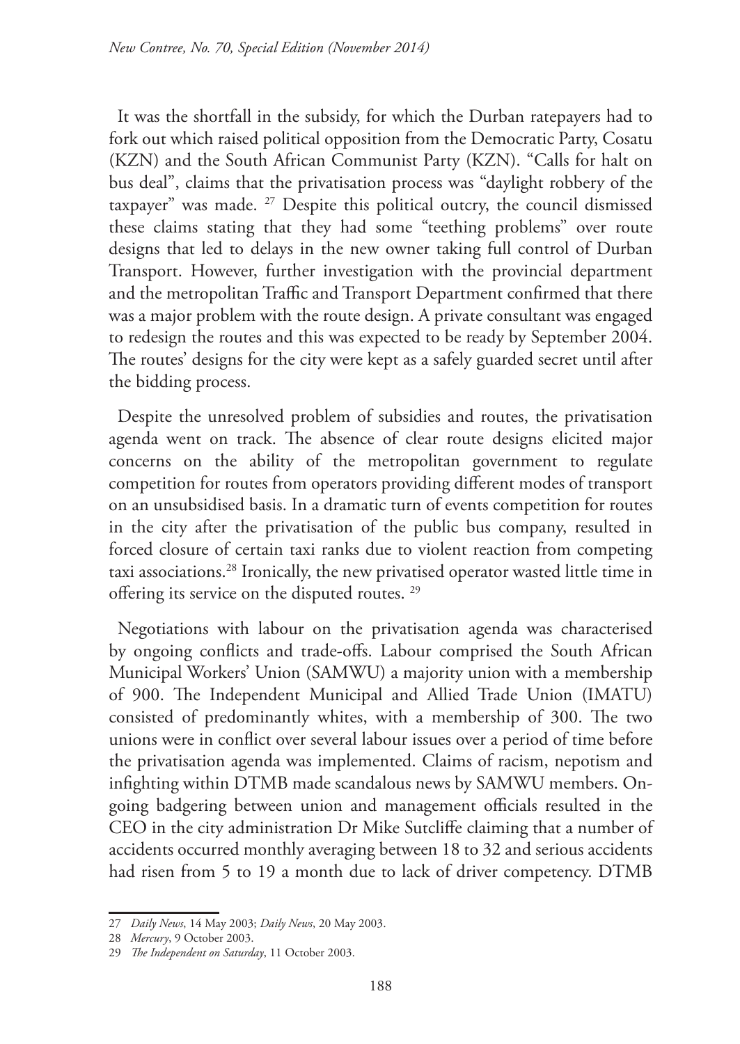It was the shortfall in the subsidy, for which the Durban ratepayers had to fork out which raised political opposition from the Democratic Party, Cosatu (KZN) and the South African Communist Party (KZN). "Calls for halt on bus deal", claims that the privatisation process was "daylight robbery of the taxpayer" was made. [27] Despite this political outcry, the council dismissed these claims stating that they had some "teething problems" over route designs that led to delays in the new owner taking full control of Durban Transport. However, further investigation with the provincial department and the metropolitan Traffic and Transport Department confirmed that there was a major problem with the route design. A private consultant was engaged to redesign the routes and this was expected to be ready by September 2004. The routes' designs for the city were kept as a safely guarded secret until after the bidding process.

Despite the unresolved problem of subsidies and routes, the privatisation agenda went on track. The absence of clear route designs elicited major concerns on the ability of the metropolitan government to regulate competition for routes from operators providing different modes of transport on an unsubsidised basis. In a dramatic turn of events competition for routes in the city after the privatisation of the public bus company, resulted in forced closure of certain taxi ranks due to violent reaction from competing taxi associations.[28] Ironically, the new privatised operator wasted little time in offering its service on the disputed routes. [29]

Negotiations with labour on the privatisation agenda was characterised by ongoing conflicts and trade-offs. Labour comprised the South African Municipal Workers' Union (SAMWU) a majority union with a membership of 900. The Independent Municipal and Allied Trade Union (IMATU) consisted of predominantly whites, with a membership of 300. The two unions were in conflict over several labour issues over a period of time before the privatisation agenda was implemented. Claims of racism, nepotism and infighting within DTMB made scandalous news by SAMWU members. Ongoing badgering between union and management officials resulted in the CEO in the city administration Dr Mike Sutcliffe claiming that a number of accidents occurred monthly averaging between 18 to 32 and serious accidents had risen from 5 to 19 a month due to lack of driver competency. DTMB

---

27 *Daily News*, 14 May 2003; *Daily News*, 20 May 2003.

28 *Mercury*, 9 October 2003.

29 *The Independent on Saturday*, 11 October 2003.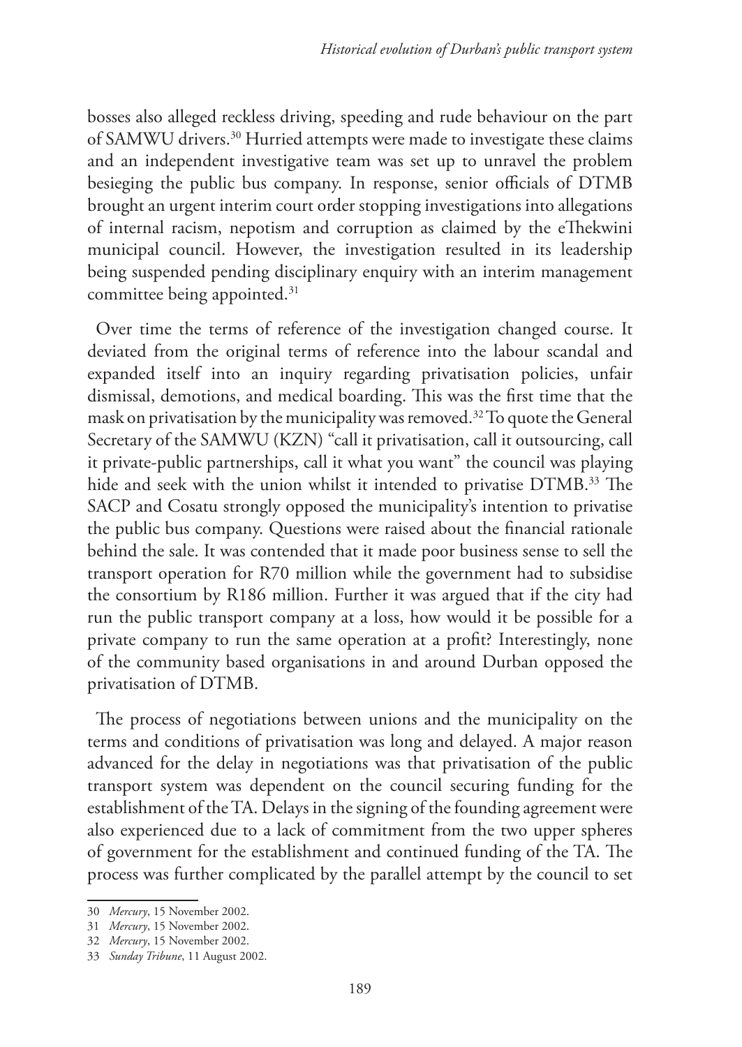bosses also alleged reckless driving, speeding and rude behaviour on the part of SAMWU drivers.[30] Hurried attempts were made to investigate these claims and an independent investigative team was set up to unravel the problem besieging the public bus company. In response, senior officials of DTMB brought an urgent interim court order stopping investigations into allegations of internal racism, nepotism and corruption as claimed by the eThekwini municipal council. However, the investigation resulted in its leadership being suspended pending disciplinary enquiry with an interim management committee being appointed.[31]

Over time the terms of reference of the investigation changed course. It deviated from the original terms of reference into the labour scandal and expanded itself into an inquiry regarding privatisation policies, unfair dismissal, demotions, and medical boarding. This was the first time that the mask on privatisation by the municipality was removed.[32] To quote the General Secretary of the SAMWU (KZN) "call it privatisation, call it outsourcing, call it private-public partnerships, call it what you want" the council was playing hide and seek with the union whilst it intended to privatise DTMB.[33] The SACP and Cosatu strongly opposed the municipality's intention to privatise the public bus company. Questions were raised about the financial rationale behind the sale. It was contended that it made poor business sense to sell the transport operation for R70 million while the government had to subsidise the consortium by R186 million. Further it was argued that if the city had run the public transport company at a loss, how would it be possible for a private company to run the same operation at a profit? Interestingly, none of the community based organisations in and around Durban opposed the privatisation of DTMB.

The process of negotiations between unions and the municipality on the terms and conditions of privatisation was long and delayed. A major reason advanced for the delay in negotiations was that privatisation of the public transport system was dependent on the council securing funding for the establishment of the TA. Delays in the signing of the founding agreement were also experienced due to a lack of commitment from the two upper spheres of government for the establishment and continued funding of the TA. The process was further complicated by the parallel attempt by the council to set

30 *Mercury*, 15 November 2002.

31 *Mercury*, 15 November 2002.

32 *Mercury*, 15 November 2002.

33 *Sunday Tribune*, 11 August 2002.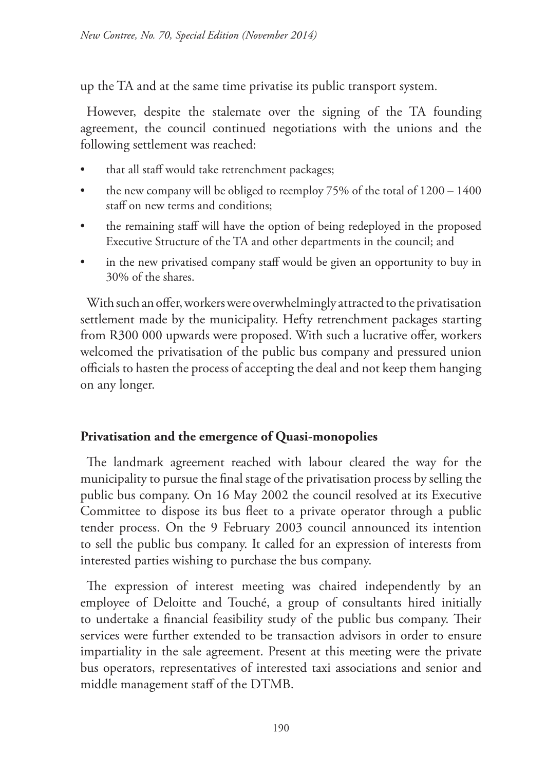up the TA and at the same time privatise its public transport system.

However, despite the stalemate over the signing of the TA founding agreement, the council continued negotiations with the unions and the following settlement was reached:

- that all staff would take retrenchment packages;
- the new company will be obliged to reemploy 75% of the total of 1200 – 1400 staff on new terms and conditions;
- the remaining staff will have the option of being redeployed in the proposed Executive Structure of the TA and other departments in the council; and
- in the new privatised company staff would be given an opportunity to buy in 30% of the shares.

With such an offer, workers were overwhelmingly attracted to the privatisation settlement made by the municipality. Hefty retrenchment packages starting from R300 000 upwards were proposed. With such a lucrative offer, workers welcomed the privatisation of the public bus company and pressured union officials to hasten the process of accepting the deal and not keep them hanging on any longer.

## Privatisation and the emergence of Quasi-monopolies

The landmark agreement reached with labour cleared the way for the municipality to pursue the final stage of the privatisation process by selling the public bus company. On 16 May 2002 the council resolved at its Executive Committee to dispose its bus fleet to a private operator through a public tender process. On the 9 February 2003 council announced its intention to sell the public bus company. It called for an expression of interests from interested parties wishing to purchase the bus company.

The expression of interest meeting was chaired independently by an employee of Deloitte and Touché, a group of consultants hired initially to undertake a financial feasibility study of the public bus company. Their services were further extended to be transaction advisors in order to ensure impartiality in the sale agreement. Present at this meeting were the private bus operators, representatives of interested taxi associations and senior and middle management staff of the DTMB.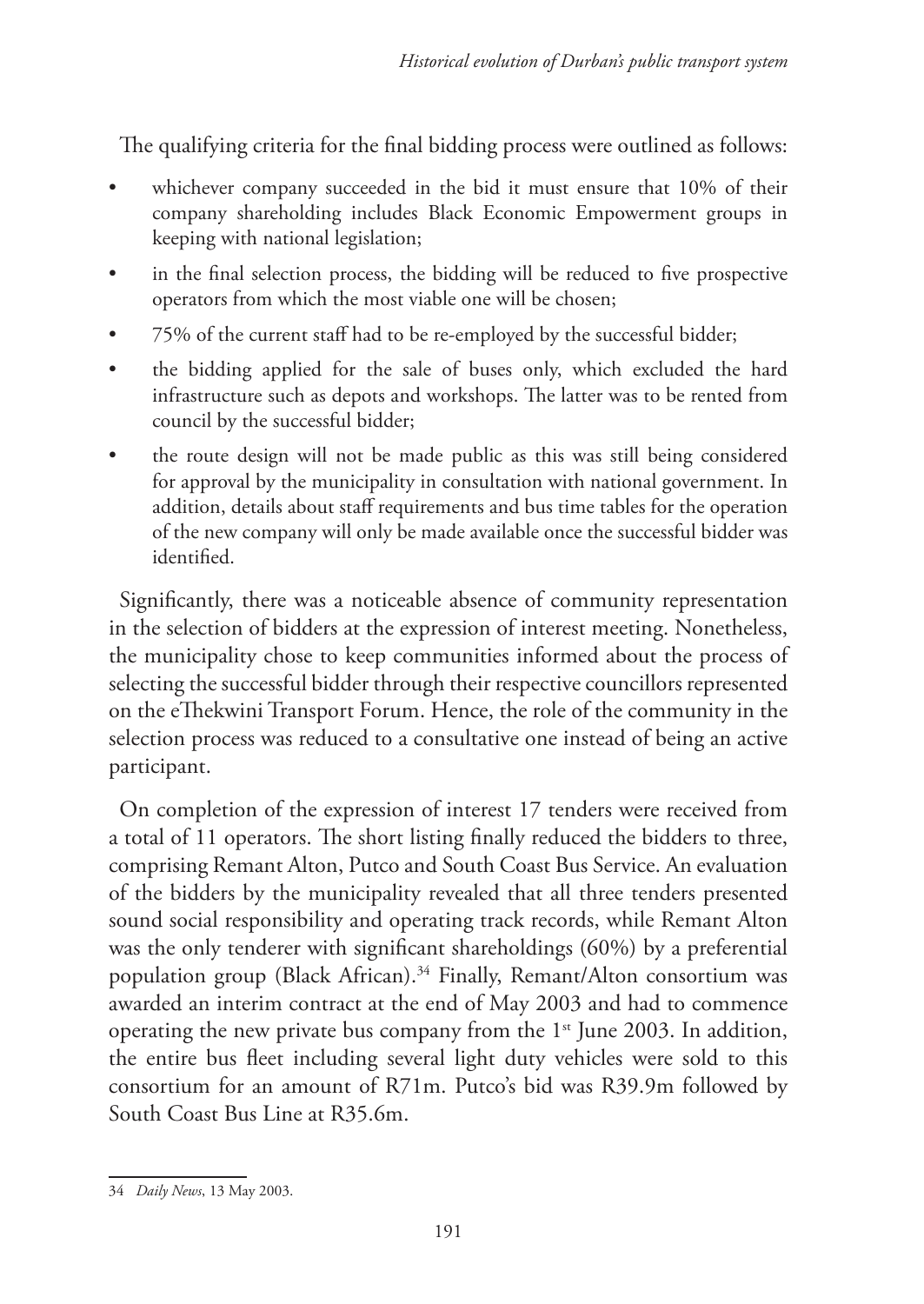The qualifying criteria for the final bidding process were outlined as follows:

- whichever company succeeded in the bid it must ensure that 10% of their company shareholding includes Black Economic Empowerment groups in keeping with national legislation;
- in the final selection process, the bidding will be reduced to five prospective operators from which the most viable one will be chosen;
- 75% of the current staff had to be re-employed by the successful bidder;
- the bidding applied for the sale of buses only, which excluded the hard infrastructure such as depots and workshops. The latter was to be rented from council by the successful bidder;
- the route design will not be made public as this was still being considered for approval by the municipality in consultation with national government. In addition, details about staff requirements and bus time tables for the operation of the new company will only be made available once the successful bidder was identified.

Significantly, there was a noticeable absence of community representation in the selection of bidders at the expression of interest meeting. Nonetheless, the municipality chose to keep communities informed about the process of selecting the successful bidder through their respective councillors represented on the eThekwini Transport Forum. Hence, the role of the community in the selection process was reduced to a consultative one instead of being an active participant.

On completion of the expression of interest 17 tenders were received from a total of 11 operators. The short listing finally reduced the bidders to three, comprising Remant Alton, Putco and South Coast Bus Service. An evaluation of the bidders by the municipality revealed that all three tenders presented sound social responsibility and operating track records, while Remant Alton was the only tenderer with significant shareholdings (60%) by a preferential population group (Black African).[34] Finally, Remant/Alton consortium was awarded an interim contract at the end of May 2003 and had to commence operating the new private bus company from the 1st June 2003. In addition, the entire bus fleet including several light duty vehicles were sold to this consortium for an amount of R71m. Putco's bid was R39.9m followed by South Coast Bus Line at R35.6m.

34 *Daily News*, 13 May 2003.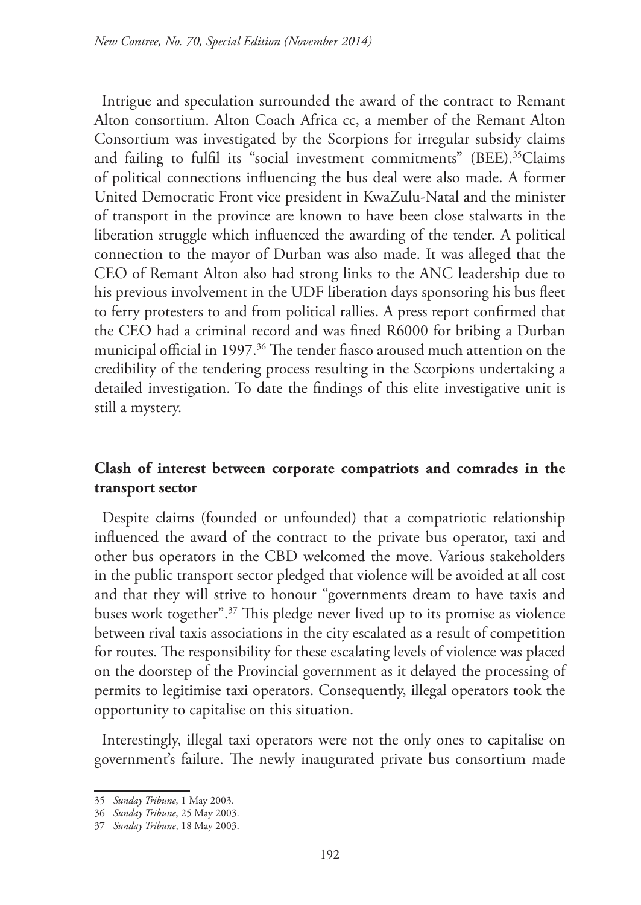Intrigue and speculation surrounded the award of the contract to Remant Alton consortium. Alton Coach Africa cc, a member of the Remant Alton Consortium was investigated by the Scorpions for irregular subsidy claims and failing to fulfil its "social investment commitments" (BEE).[35]Claims of political connections influencing the bus deal were also made. A former United Democratic Front vice president in KwaZulu-Natal and the minister of transport in the province are known to have been close stalwarts in the liberation struggle which influenced the awarding of the tender. A political connection to the mayor of Durban was also made. It was alleged that the CEO of Remant Alton also had strong links to the ANC leadership due to his previous involvement in the UDF liberation days sponsoring his bus fleet to ferry protesters to and from political rallies. A press report confirmed that the CEO had a criminal record and was fined R6000 for bribing a Durban municipal official in 1997.[36] The tender fiasco aroused much attention on the credibility of the tendering process resulting in the Scorpions undertaking a detailed investigation. To date the findings of this elite investigative unit is still a mystery.

## Clash of interest between corporate compatriots and comrades in the transport sector

Despite claims (founded or unfounded) that a compatriotic relationship influenced the award of the contract to the private bus operator, taxi and other bus operators in the CBD welcomed the move. Various stakeholders in the public transport sector pledged that violence will be avoided at all cost and that they will strive to honour "governments dream to have taxis and buses work together".[37] This pledge never lived up to its promise as violence between rival taxis associations in the city escalated as a result of competition for routes. The responsibility for these escalating levels of violence was placed on the doorstep of the Provincial government as it delayed the processing of permits to legitimise taxi operators. Consequently, illegal operators took the opportunity to capitalise on this situation.

Interestingly, illegal taxi operators were not the only ones to capitalise on government's failure. The newly inaugurated private bus consortium made

---

35 *Sunday Tribune*, 1 May 2003.

36 *Sunday Tribune*, 25 May 2003.

37 *Sunday Tribune*, 18 May 2003.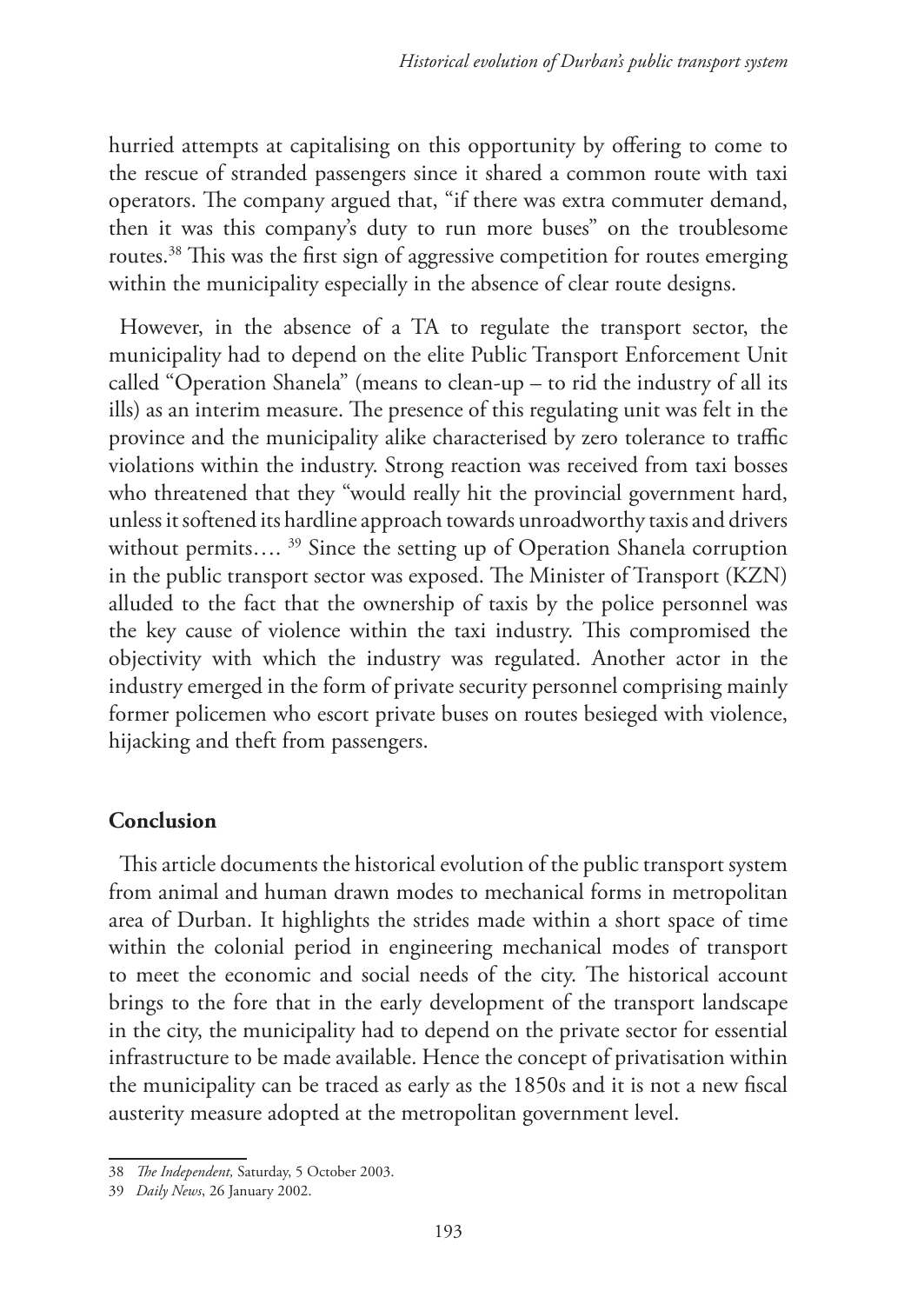hurried attempts at capitalising on this opportunity by offering to come to the rescue of stranded passengers since it shared a common route with taxi operators. The company argued that, "if there was extra commuter demand, then it was this company's duty to run more buses" on the troublesome routes.[38] This was the first sign of aggressive competition for routes emerging within the municipality especially in the absence of clear route designs.

However, in the absence of a TA to regulate the transport sector, the municipality had to depend on the elite Public Transport Enforcement Unit called "Operation Shanela" (means to clean-up – to rid the industry of all its ills) as an interim measure. The presence of this regulating unit was felt in the province and the municipality alike characterised by zero tolerance to traffic violations within the industry. Strong reaction was received from taxi bosses who threatened that they "would really hit the provincial government hard, unless it softened its hardline approach towards unroadworthy taxis and drivers without permits…. [39] Since the setting up of Operation Shanela corruption in the public transport sector was exposed. The Minister of Transport (KZN) alluded to the fact that the ownership of taxis by the police personnel was the key cause of violence within the taxi industry. This compromised the objectivity with which the industry was regulated. Another actor in the industry emerged in the form of private security personnel comprising mainly former policemen who escort private buses on routes besieged with violence, hijacking and theft from passengers.

## Conclusion

This article documents the historical evolution of the public transport system from animal and human drawn modes to mechanical forms in metropolitan area of Durban. It highlights the strides made within a short space of time within the colonial period in engineering mechanical modes of transport to meet the economic and social needs of the city. The historical account brings to the fore that in the early development of the transport landscape in the city, the municipality had to depend on the private sector for essential infrastructure to be made available. Hence the concept of privatisation within the municipality can be traced as early as the 1850s and it is not a new fiscal austerity measure adopted at the metropolitan government level.

---

38 *The Independent,* Saturday, 5 October 2003.

39 *Daily News*, 26 January 2002.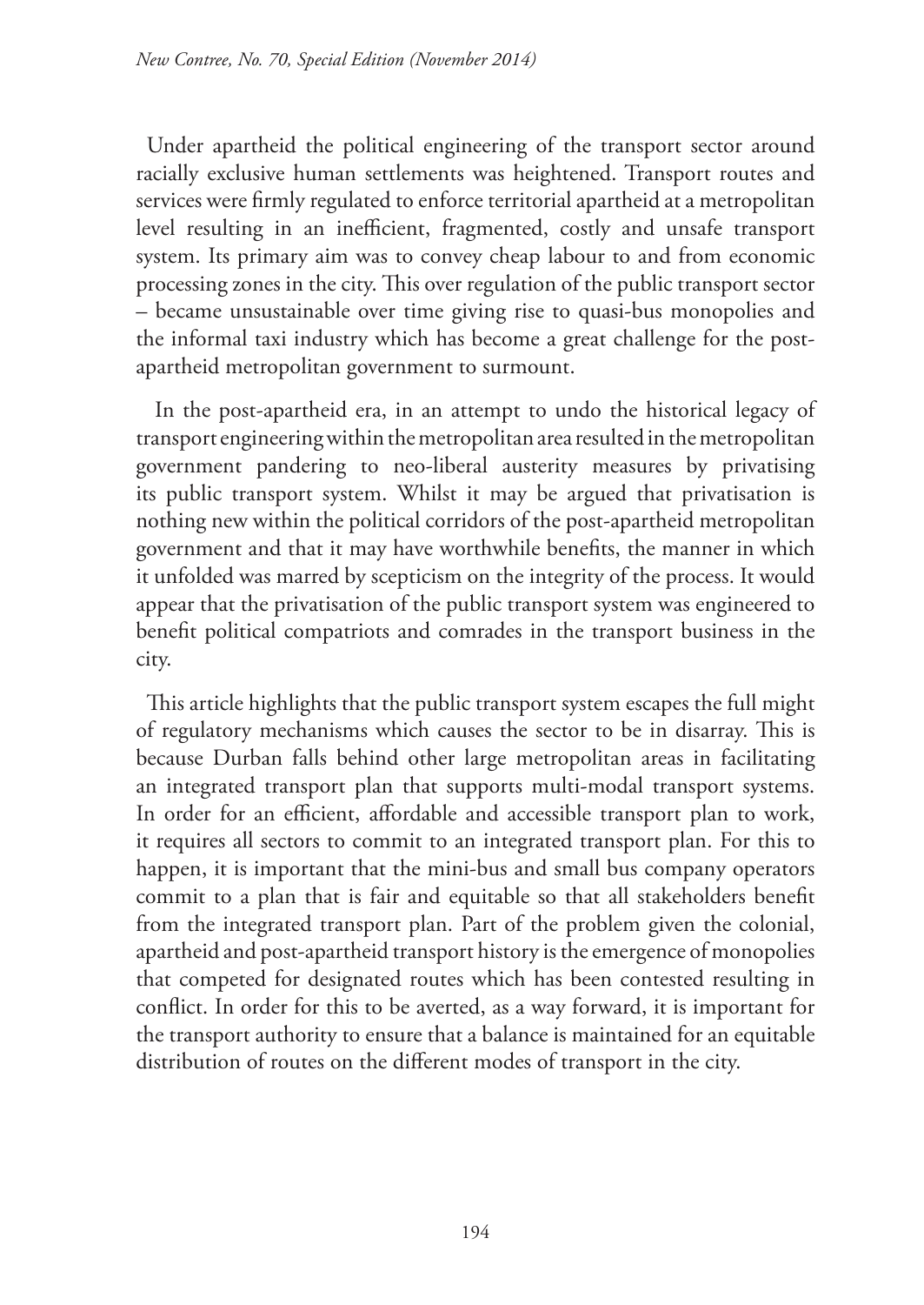Under apartheid the political engineering of the transport sector around racially exclusive human settlements was heightened. Transport routes and services were firmly regulated to enforce territorial apartheid at a metropolitan level resulting in an inefficient, fragmented, costly and unsafe transport system. Its primary aim was to convey cheap labour to and from economic processing zones in the city. This over regulation of the public transport sector – became unsustainable over time giving rise to quasi-bus monopolies and the informal taxi industry which has become a great challenge for the post-apartheid metropolitan government to surmount.

In the post-apartheid era, in an attempt to undo the historical legacy of transport engineering within the metropolitan area resulted in the metropolitan government pandering to neo-liberal austerity measures by privatising its public transport system. Whilst it may be argued that privatisation is nothing new within the political corridors of the post-apartheid metropolitan government and that it may have worthwhile benefits, the manner in which it unfolded was marred by scepticism on the integrity of the process. It would appear that the privatisation of the public transport system was engineered to benefit political compatriots and comrades in the transport business in the city.

This article highlights that the public transport system escapes the full might of regulatory mechanisms which causes the sector to be in disarray. This is because Durban falls behind other large metropolitan areas in facilitating an integrated transport plan that supports multi-modal transport systems. In order for an efficient, affordable and accessible transport plan to work, it requires all sectors to commit to an integrated transport plan. For this to happen, it is important that the mini-bus and small bus company operators commit to a plan that is fair and equitable so that all stakeholders benefit from the integrated transport plan. Part of the problem given the colonial, apartheid and post-apartheid transport history is the emergence of monopolies that competed for designated routes which has been contested resulting in conflict. In order for this to be averted, as a way forward, it is important for the transport authority to ensure that a balance is maintained for an equitable distribution of routes on the different modes of transport in the city.